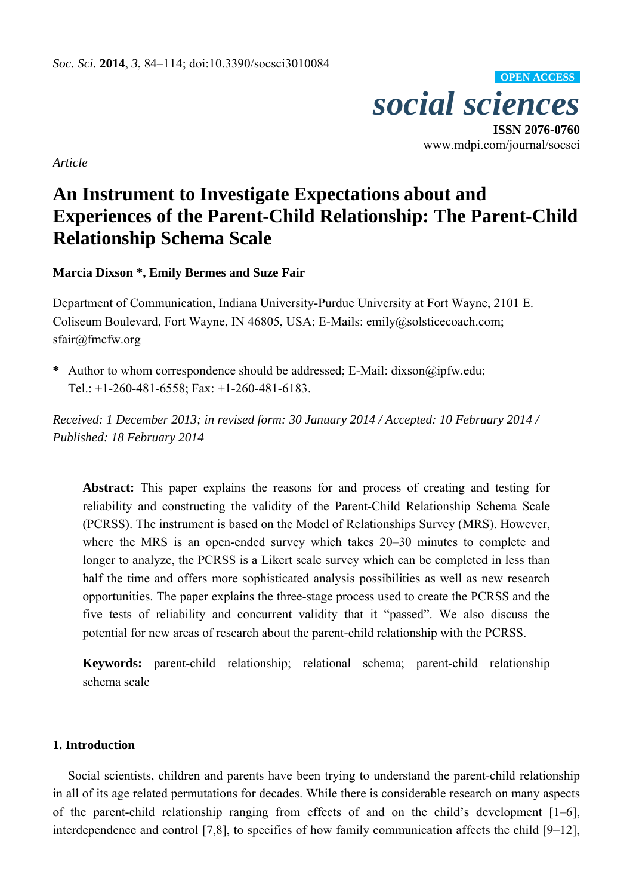*Article*

# An Instrument to Investigate Expectations about and Experiences of the Parent-Child Relationship: The Parent-Child Relationship Schema Scale

**Marcia Dixson *, Emily Bermes and Suze Fair**

Department of Communication, Indiana University-Purdue University at Fort Wayne, 2101 E. Coliseum Boulevard, Fort Wayne, IN 46805, USA; E-Mails: emily@solsticecoach.com; sfair@fmcfw.org

**\*** Author to whom correspondence should be addressed; E-Mail: dixson@ipfw.edu; Tel.: +1-260-481-6558; Fax: +1-260-481-6183.

*Received: 1 December 2013; in revised form: 30 January 2014 / Accepted: 10 February 2014 / Published: 18 February 2014*

**Abstract:** This paper explains the reasons for and process of creating and testing for reliability and constructing the validity of the Parent-Child Relationship Schema Scale (PCRSS). The instrument is based on the Model of Relationships Survey (MRS). However, where the MRS is an open-ended survey which takes 20–30 minutes to complete and longer to analyze, the PCRSS is a Likert scale survey which can be completed in less than half the time and offers more sophisticated analysis possibilities as well as new research opportunities. The paper explains the three-stage process used to create the PCRSS and the five tests of reliability and concurrent validity that it "passed". We also discuss the potential for new areas of research about the parent-child relationship with the PCRSS.

**Keywords:** parent-child relationship; relational schema; parent-child relationship schema scale

## 1. Introduction

Social scientists, children and parents have been trying to understand the parent-child relationship in all of its age related permutations for decades. While there is considerable research on many aspects of the parent-child relationship ranging from effects of and on the child's development [1–6], interdependence and control [7,8], to specifics of how family communication affects the child [9–12],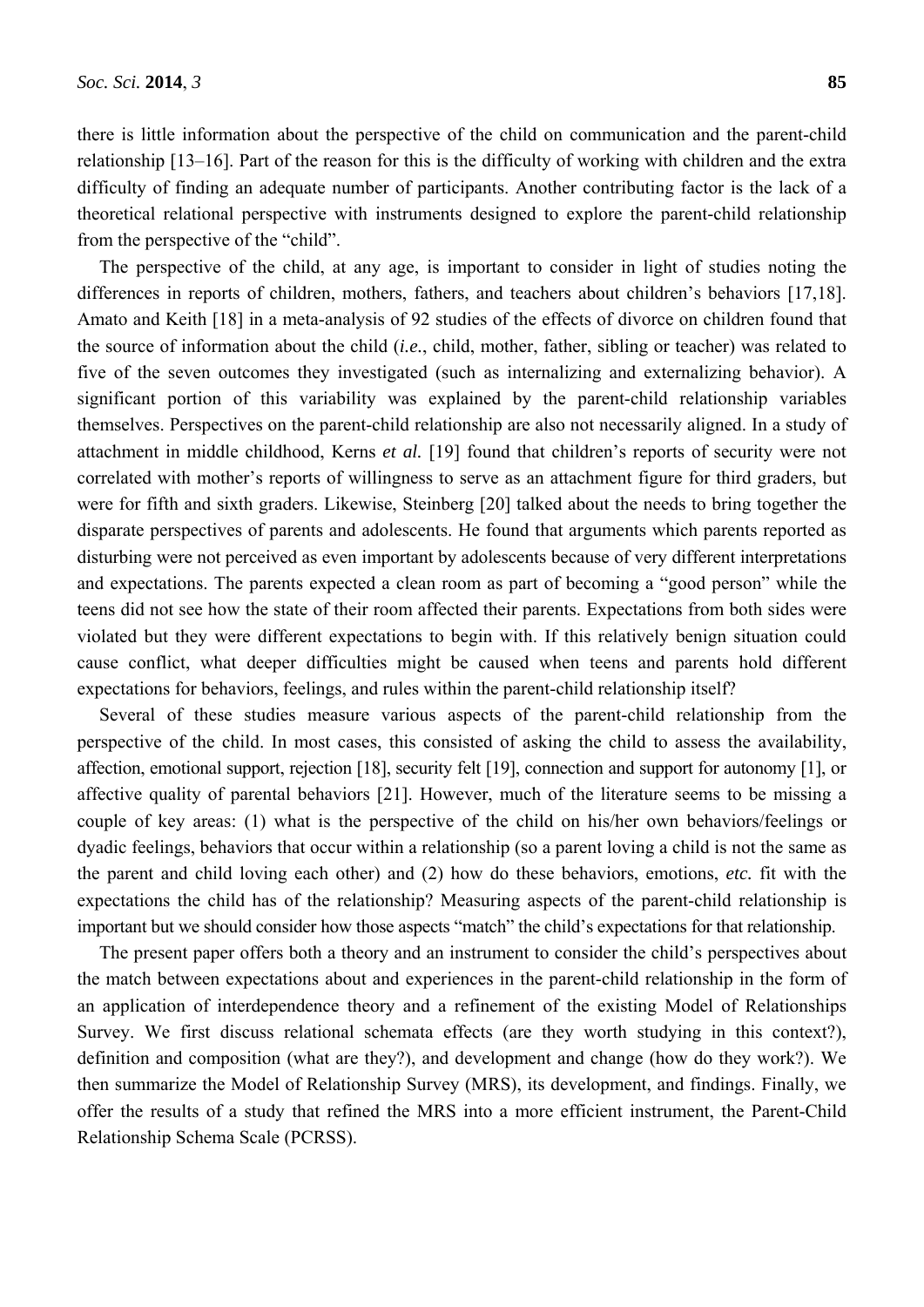there is little information about the perspective of the child on communication and the parent-child relationship [13–16]. Part of the reason for this is the difficulty of working with children and the extra difficulty of finding an adequate number of participants. Another contributing factor is the lack of a theoretical relational perspective with instruments designed to explore the parent-child relationship from the perspective of the "child".

The perspective of the child, at any age, is important to consider in light of studies noting the differences in reports of children, mothers, fathers, and teachers about children's behaviors [17,18]. Amato and Keith [18] in a meta-analysis of 92 studies of the effects of divorce on children found that the source of information about the child (*i.e.*, child, mother, father, sibling or teacher) was related to five of the seven outcomes they investigated (such as internalizing and externalizing behavior). A significant portion of this variability was explained by the parent-child relationship variables themselves. Perspectives on the parent-child relationship are also not necessarily aligned. In a study of attachment in middle childhood, Kerns *et al.* [19] found that children's reports of security were not correlated with mother's reports of willingness to serve as an attachment figure for third graders, but were for fifth and sixth graders. Likewise, Steinberg [20] talked about the needs to bring together the disparate perspectives of parents and adolescents. He found that arguments which parents reported as disturbing were not perceived as even important by adolescents because of very different interpretations and expectations. The parents expected a clean room as part of becoming a "good person" while the teens did not see how the state of their room affected their parents. Expectations from both sides were violated but they were different expectations to begin with. If this relatively benign situation could cause conflict, what deeper difficulties might be caused when teens and parents hold different expectations for behaviors, feelings, and rules within the parent-child relationship itself?

Several of these studies measure various aspects of the parent-child relationship from the perspective of the child. In most cases, this consisted of asking the child to assess the availability, affection, emotional support, rejection [18], security felt [19], connection and support for autonomy [1], or affective quality of parental behaviors [21]. However, much of the literature seems to be missing a couple of key areas: (1) what is the perspective of the child on his/her own behaviors/feelings or dyadic feelings, behaviors that occur within a relationship (so a parent loving a child is not the same as the parent and child loving each other) and (2) how do these behaviors, emotions, *etc.* fit with the expectations the child has of the relationship? Measuring aspects of the parent-child relationship is important but we should consider how those aspects "match" the child's expectations for that relationship.

The present paper offers both a theory and an instrument to consider the child's perspectives about the match between expectations about and experiences in the parent-child relationship in the form of an application of interdependence theory and a refinement of the existing Model of Relationships Survey. We first discuss relational schemata effects (are they worth studying in this context?), definition and composition (what are they?), and development and change (how do they work?). We then summarize the Model of Relationship Survey (MRS), its development, and findings. Finally, we offer the results of a study that refined the MRS into a more efficient instrument, the Parent-Child Relationship Schema Scale (PCRSS).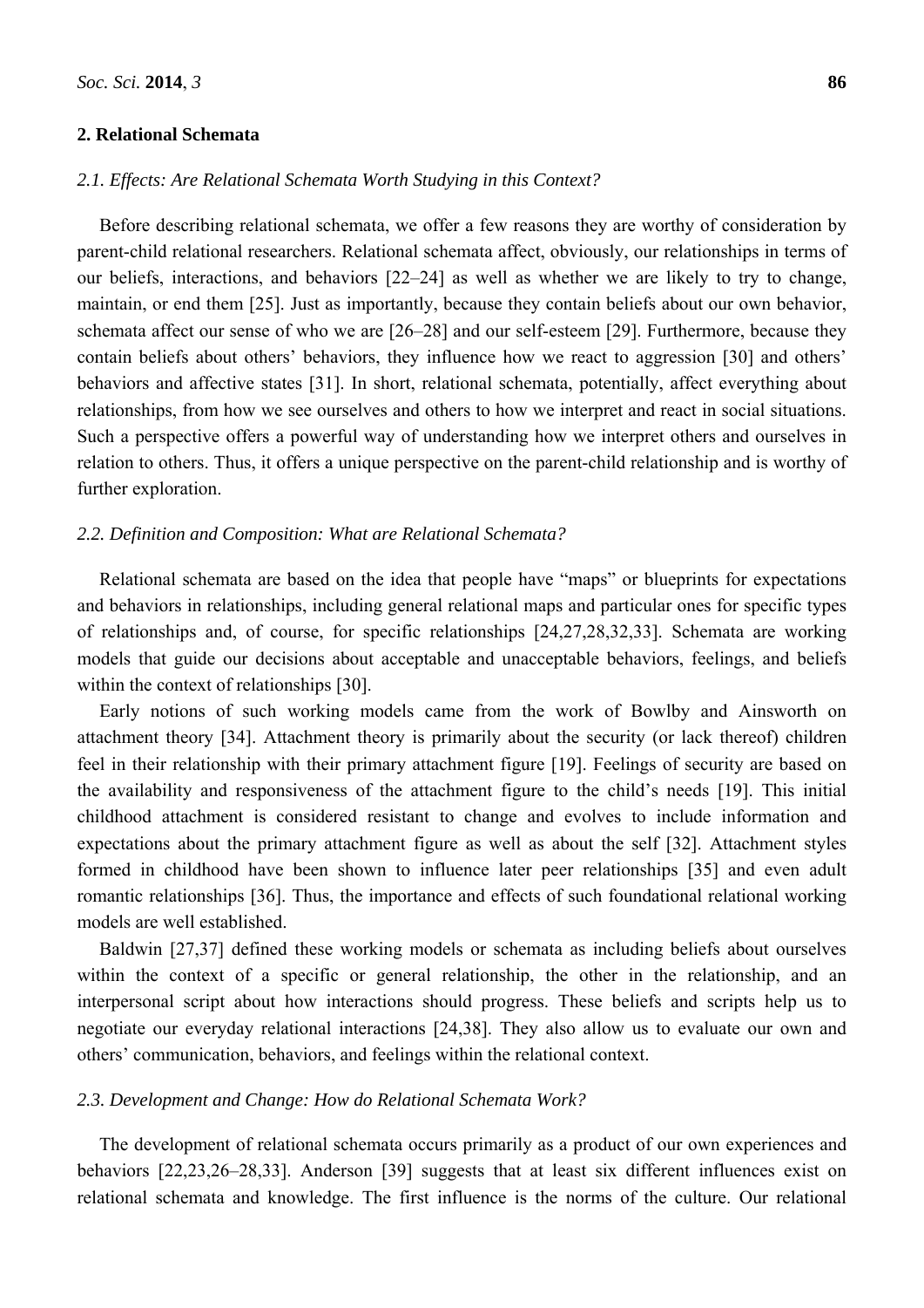## 2. Relational Schemata

### *2.1. Effects: Are Relational Schemata Worth Studying in this Context?*

Before describing relational schemata, we offer a few reasons they are worthy of consideration by parent-child relational researchers. Relational schemata affect, obviously, our relationships in terms of our beliefs, interactions, and behaviors [22–24] as well as whether we are likely to try to change, maintain, or end them [25]. Just as importantly, because they contain beliefs about our own behavior, schemata affect our sense of who we are [26–28] and our self-esteem [29]. Furthermore, because they contain beliefs about others' behaviors, they influence how we react to aggression [30] and others' behaviors and affective states [31]. In short, relational schemata, potentially, affect everything about relationships, from how we see ourselves and others to how we interpret and react in social situations. Such a perspective offers a powerful way of understanding how we interpret others and ourselves in relation to others. Thus, it offers a unique perspective on the parent-child relationship and is worthy of further exploration.

### *2.2. Definition and Composition: What are Relational Schemata?*

Relational schemata are based on the idea that people have "maps" or blueprints for expectations and behaviors in relationships, including general relational maps and particular ones for specific types of relationships and, of course, for specific relationships [24,27,28,32,33]. Schemata are working models that guide our decisions about acceptable and unacceptable behaviors, feelings, and beliefs within the context of relationships [30].

Early notions of such working models came from the work of Bowlby and Ainsworth on attachment theory [34]. Attachment theory is primarily about the security (or lack thereof) children feel in their relationship with their primary attachment figure [19]. Feelings of security are based on the availability and responsiveness of the attachment figure to the child's needs [19]. This initial childhood attachment is considered resistant to change and evolves to include information and expectations about the primary attachment figure as well as about the self [32]. Attachment styles formed in childhood have been shown to influence later peer relationships [35] and even adult romantic relationships [36]. Thus, the importance and effects of such foundational relational working models are well established.

Baldwin [27,37] defined these working models or schemata as including beliefs about ourselves within the context of a specific or general relationship, the other in the relationship, and an interpersonal script about how interactions should progress. These beliefs and scripts help us to negotiate our everyday relational interactions [24,38]. They also allow us to evaluate our own and others' communication, behaviors, and feelings within the relational context.

### *2.3. Development and Change: How do Relational Schemata Work?*

The development of relational schemata occurs primarily as a product of our own experiences and behaviors [22,23,26–28,33]. Anderson [39] suggests that at least six different influences exist on relational schemata and knowledge. The first influence is the norms of the culture. Our relational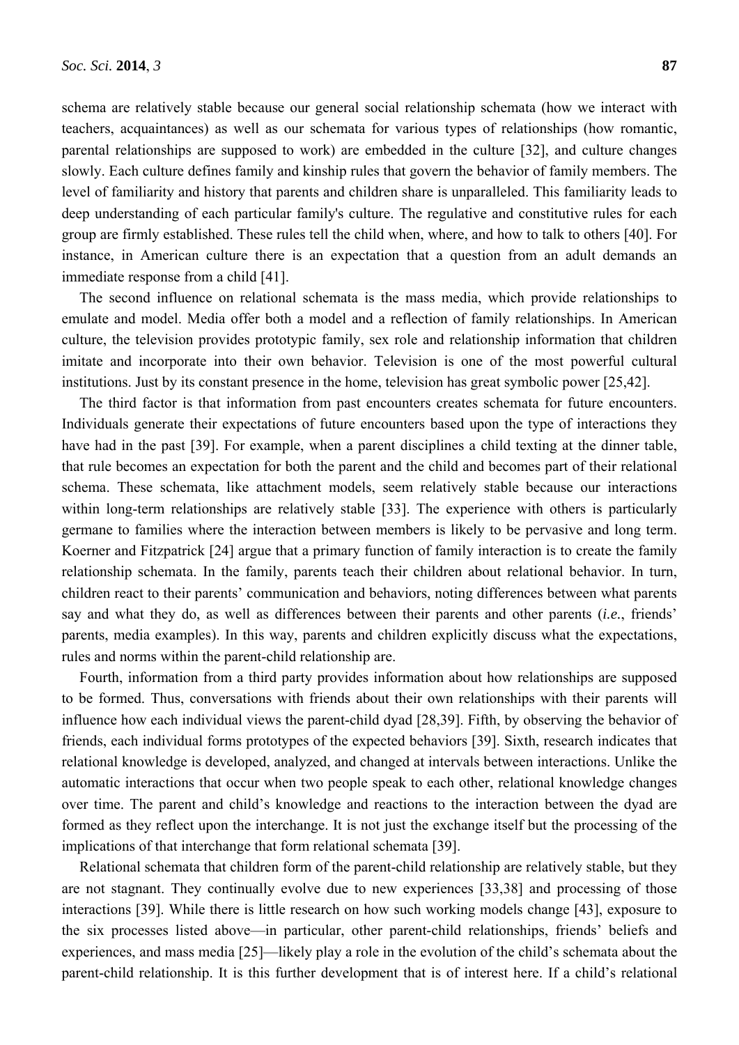schema are relatively stable because our general social relationship schemata (how we interact with teachers, acquaintances) as well as our schemata for various types of relationships (how romantic, parental relationships are supposed to work) are embedded in the culture [32], and culture changes slowly. Each culture defines family and kinship rules that govern the behavior of family members. The level of familiarity and history that parents and children share is unparalleled. This familiarity leads to deep understanding of each particular family's culture. The regulative and constitutive rules for each group are firmly established. These rules tell the child when, where, and how to talk to others [40]. For instance, in American culture there is an expectation that a question from an adult demands an immediate response from a child [41].

The second influence on relational schemata is the mass media, which provide relationships to emulate and model. Media offer both a model and a reflection of family relationships. In American culture, the television provides prototypic family, sex role and relationship information that children imitate and incorporate into their own behavior. Television is one of the most powerful cultural institutions. Just by its constant presence in the home, television has great symbolic power [25,42].

The third factor is that information from past encounters creates schemata for future encounters. Individuals generate their expectations of future encounters based upon the type of interactions they have had in the past [39]. For example, when a parent disciplines a child texting at the dinner table, that rule becomes an expectation for both the parent and the child and becomes part of their relational schema. These schemata, like attachment models, seem relatively stable because our interactions within long-term relationships are relatively stable [33]. The experience with others is particularly germane to families where the interaction between members is likely to be pervasive and long term. Koerner and Fitzpatrick [24] argue that a primary function of family interaction is to create the family relationship schemata. In the family, parents teach their children about relational behavior. In turn, children react to their parents' communication and behaviors, noting differences between what parents say and what they do, as well as differences between their parents and other parents (*i.e.*, friends' parents, media examples). In this way, parents and children explicitly discuss what the expectations, rules and norms within the parent-child relationship are.

Fourth, information from a third party provides information about how relationships are supposed to be formed. Thus, conversations with friends about their own relationships with their parents will influence how each individual views the parent-child dyad [28,39]. Fifth, by observing the behavior of friends, each individual forms prototypes of the expected behaviors [39]. Sixth, research indicates that relational knowledge is developed, analyzed, and changed at intervals between interactions. Unlike the automatic interactions that occur when two people speak to each other, relational knowledge changes over time. The parent and child's knowledge and reactions to the interaction between the dyad are formed as they reflect upon the interchange. It is not just the exchange itself but the processing of the implications of that interchange that form relational schemata [39].

Relational schemata that children form of the parent-child relationship are relatively stable, but they are not stagnant. They continually evolve due to new experiences [33,38] and processing of those interactions [39]. While there is little research on how such working models change [43], exposure to the six processes listed above—in particular, other parent-child relationships, friends' beliefs and experiences, and mass media [25]—likely play a role in the evolution of the child's schemata about the parent-child relationship. It is this further development that is of interest here. If a child's relational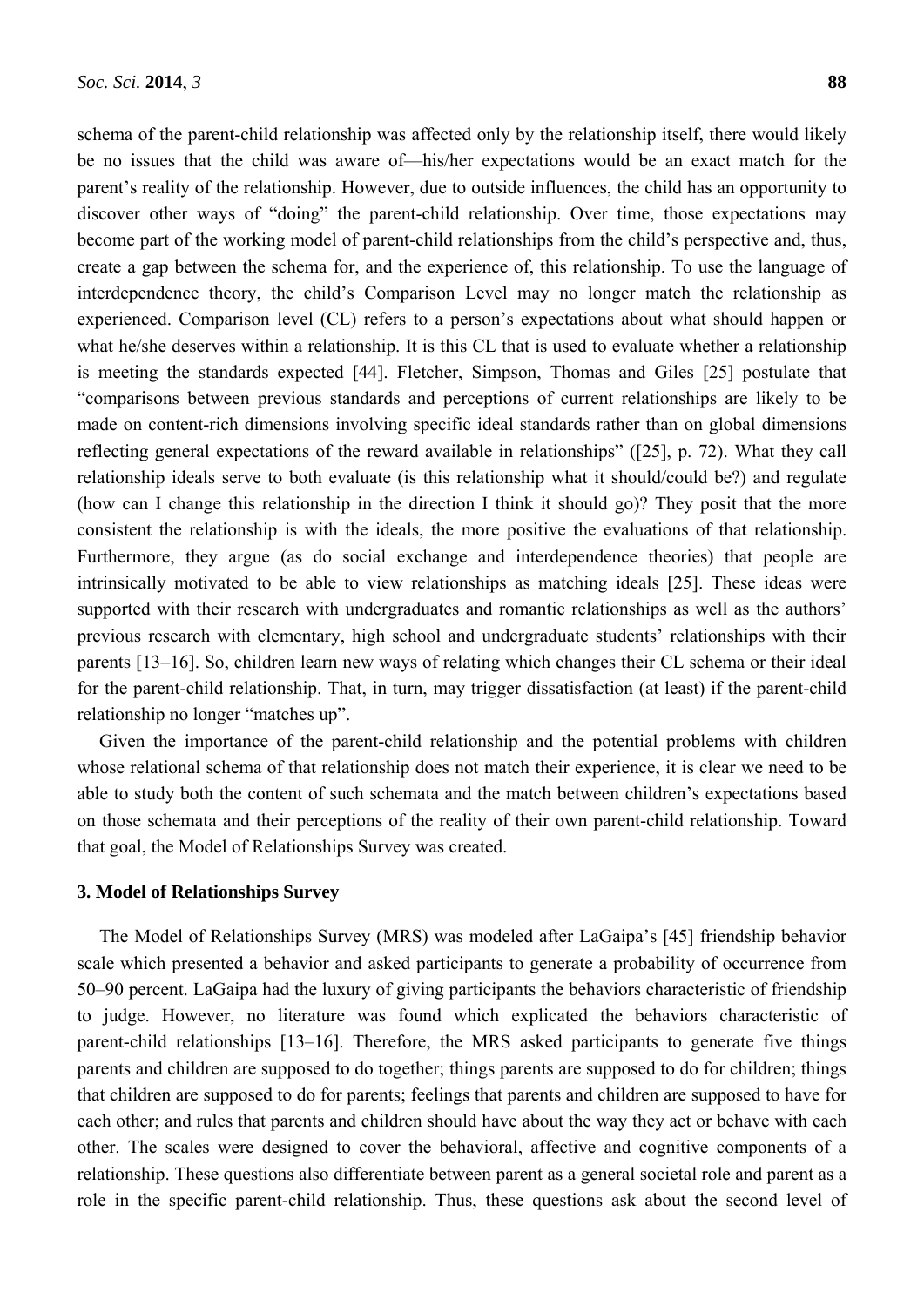schema of the parent-child relationship was affected only by the relationship itself, there would likely be no issues that the child was aware of—his/her expectations would be an exact match for the parent's reality of the relationship. However, due to outside influences, the child has an opportunity to discover other ways of "doing" the parent-child relationship. Over time, those expectations may become part of the working model of parent-child relationships from the child's perspective and, thus, create a gap between the schema for, and the experience of, this relationship. To use the language of interdependence theory, the child's Comparison Level may no longer match the relationship as experienced. Comparison level (CL) refers to a person's expectations about what should happen or what he/she deserves within a relationship. It is this CL that is used to evaluate whether a relationship is meeting the standards expected [44]. Fletcher, Simpson, Thomas and Giles [25] postulate that "comparisons between previous standards and perceptions of current relationships are likely to be made on content-rich dimensions involving specific ideal standards rather than on global dimensions reflecting general expectations of the reward available in relationships" ([25], p. 72). What they call relationship ideals serve to both evaluate (is this relationship what it should/could be?) and regulate (how can I change this relationship in the direction I think it should go)? They posit that the more consistent the relationship is with the ideals, the more positive the evaluations of that relationship. Furthermore, they argue (as do social exchange and interdependence theories) that people are intrinsically motivated to be able to view relationships as matching ideals [25]. These ideas were supported with their research with undergraduates and romantic relationships as well as the authors' previous research with elementary, high school and undergraduate students' relationships with their parents [13–16]. So, children learn new ways of relating which changes their CL schema or their ideal for the parent-child relationship. That, in turn, may trigger dissatisfaction (at least) if the parent-child relationship no longer "matches up".

Given the importance of the parent-child relationship and the potential problems with children whose relational schema of that relationship does not match their experience, it is clear we need to be able to study both the content of such schemata and the match between children's expectations based on those schemata and their perceptions of the reality of their own parent-child relationship. Toward that goal, the Model of Relationships Survey was created.

## 3. Model of Relationships Survey

The Model of Relationships Survey (MRS) was modeled after LaGaipa's [45] friendship behavior scale which presented a behavior and asked participants to generate a probability of occurrence from 50–90 percent. LaGaipa had the luxury of giving participants the behaviors characteristic of friendship to judge. However, no literature was found which explicated the behaviors characteristic of parent-child relationships [13–16]. Therefore, the MRS asked participants to generate five things parents and children are supposed to do together; things parents are supposed to do for children; things that children are supposed to do for parents; feelings that parents and children are supposed to have for each other; and rules that parents and children should have about the way they act or behave with each other. The scales were designed to cover the behavioral, affective and cognitive components of a relationship. These questions also differentiate between parent as a general societal role and parent as a role in the specific parent-child relationship. Thus, these questions ask about the second level of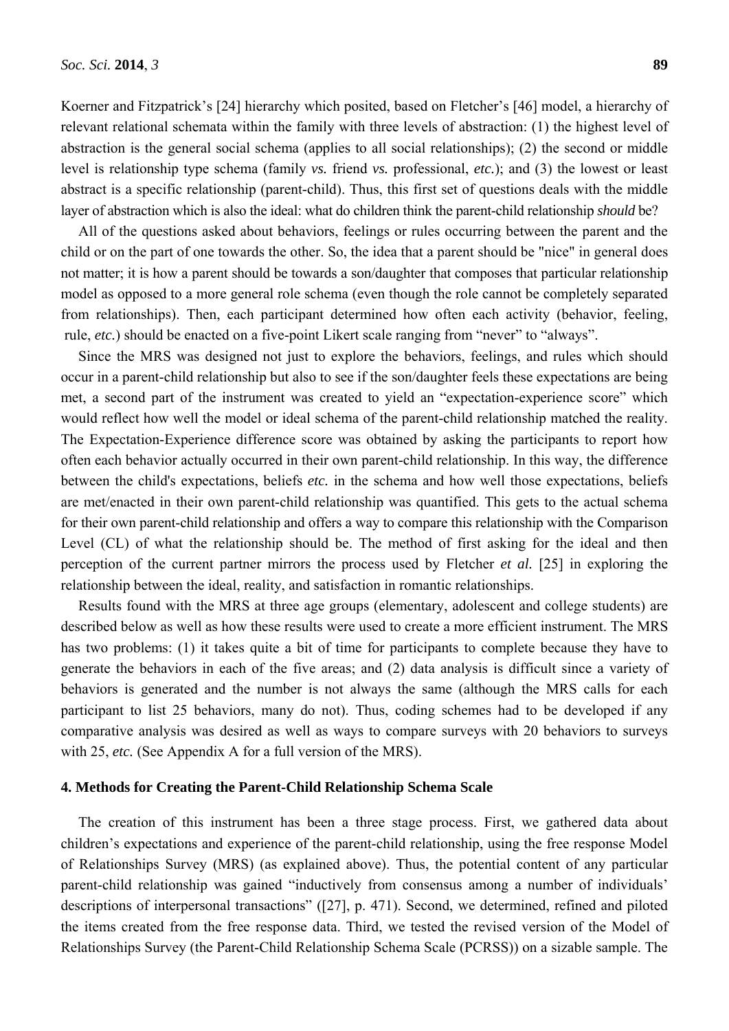Koerner and Fitzpatrick's [24] hierarchy which posited, based on Fletcher's [46] model, a hierarchy of relevant relational schemata within the family with three levels of abstraction: (1) the highest level of abstraction is the general social schema (applies to all social relationships); (2) the second or middle level is relationship type schema (family *vs.* friend *vs.* professional, *etc.*); and (3) the lowest or least abstract is a specific relationship (parent-child). Thus, this first set of questions deals with the middle layer of abstraction which is also the ideal: what do children think the parent-child relationship *should* be?

All of the questions asked about behaviors, feelings or rules occurring between the parent and the child or on the part of one towards the other. So, the idea that a parent should be "nice" in general does not matter; it is how a parent should be towards a son/daughter that composes that particular relationship model as opposed to a more general role schema (even though the role cannot be completely separated from relationships). Then, each participant determined how often each activity (behavior, feeling, rule, *etc.*) should be enacted on a five-point Likert scale ranging from "never" to "always".

Since the MRS was designed not just to explore the behaviors, feelings, and rules which should occur in a parent-child relationship but also to see if the son/daughter feels these expectations are being met, a second part of the instrument was created to yield an "expectation-experience score" which would reflect how well the model or ideal schema of the parent-child relationship matched the reality. The Expectation-Experience difference score was obtained by asking the participants to report how often each behavior actually occurred in their own parent-child relationship. In this way, the difference between the child's expectations, beliefs *etc.* in the schema and how well those expectations, beliefs are met/enacted in their own parent-child relationship was quantified. This gets to the actual schema for their own parent-child relationship and offers a way to compare this relationship with the Comparison Level (CL) of what the relationship should be. The method of first asking for the ideal and then perception of the current partner mirrors the process used by Fletcher *et al.* [25] in exploring the relationship between the ideal, reality, and satisfaction in romantic relationships.

Results found with the MRS at three age groups (elementary, adolescent and college students) are described below as well as how these results were used to create a more efficient instrument. The MRS has two problems: (1) it takes quite a bit of time for participants to complete because they have to generate the behaviors in each of the five areas; and (2) data analysis is difficult since a variety of behaviors is generated and the number is not always the same (although the MRS calls for each participant to list 25 behaviors, many do not). Thus, coding schemes had to be developed if any comparative analysis was desired as well as ways to compare surveys with 20 behaviors to surveys with 25, *etc.* (See Appendix A for a full version of the MRS).

## 4. Methods for Creating the Parent-Child Relationship Schema Scale

The creation of this instrument has been a three stage process. First, we gathered data about children's expectations and experience of the parent-child relationship, using the free response Model of Relationships Survey (MRS) (as explained above). Thus, the potential content of any particular parent-child relationship was gained "inductively from consensus among a number of individuals' descriptions of interpersonal transactions" ([27], p. 471). Second, we determined, refined and piloted the items created from the free response data. Third, we tested the revised version of the Model of Relationships Survey (the Parent-Child Relationship Schema Scale (PCRSS)) on a sizable sample. The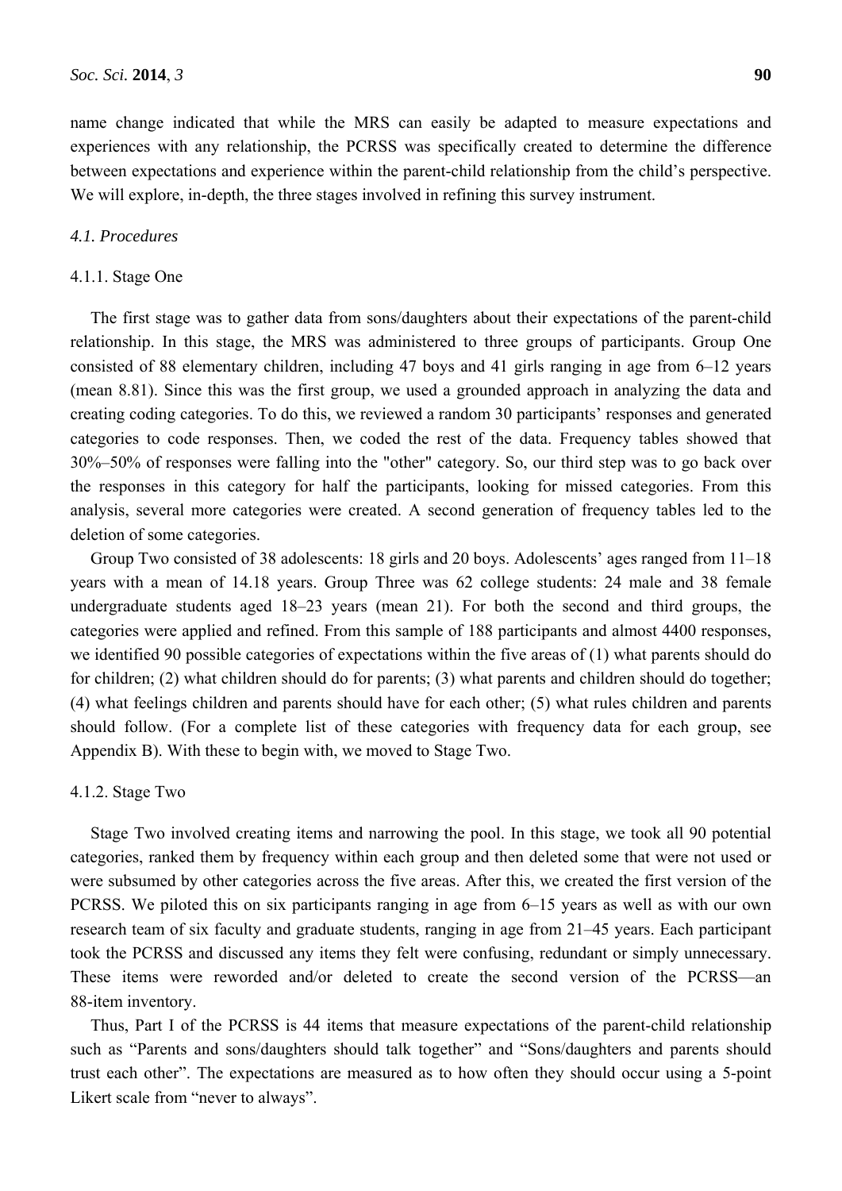name change indicated that while the MRS can easily be adapted to measure expectations and experiences with any relationship, the PCRSS was specifically created to determine the difference between expectations and experience within the parent-child relationship from the child's perspective. We will explore, in-depth, the three stages involved in refining this survey instrument.

### *4.1. Procedures*

#### 4.1.1. Stage One

The first stage was to gather data from sons/daughters about their expectations of the parent-child relationship. In this stage, the MRS was administered to three groups of participants. Group One consisted of 88 elementary children, including 47 boys and 41 girls ranging in age from 6–12 years (mean 8.81). Since this was the first group, we used a grounded approach in analyzing the data and creating coding categories. To do this, we reviewed a random 30 participants' responses and generated categories to code responses. Then, we coded the rest of the data. Frequency tables showed that 30%–50% of responses were falling into the "other" category. So, our third step was to go back over the responses in this category for half the participants, looking for missed categories. From this analysis, several more categories were created. A second generation of frequency tables led to the deletion of some categories.

Group Two consisted of 38 adolescents: 18 girls and 20 boys. Adolescents' ages ranged from 11–18 years with a mean of 14.18 years. Group Three was 62 college students: 24 male and 38 female undergraduate students aged 18–23 years (mean 21). For both the second and third groups, the categories were applied and refined. From this sample of 188 participants and almost 4400 responses, we identified 90 possible categories of expectations within the five areas of (1) what parents should do for children; (2) what children should do for parents; (3) what parents and children should do together; (4) what feelings children and parents should have for each other; (5) what rules children and parents should follow. (For a complete list of these categories with frequency data for each group, see Appendix B). With these to begin with, we moved to Stage Two.

#### 4.1.2. Stage Two

Stage Two involved creating items and narrowing the pool. In this stage, we took all 90 potential categories, ranked them by frequency within each group and then deleted some that were not used or were subsumed by other categories across the five areas. After this, we created the first version of the PCRSS. We piloted this on six participants ranging in age from 6–15 years as well as with our own research team of six faculty and graduate students, ranging in age from 21–45 years. Each participant took the PCRSS and discussed any items they felt were confusing, redundant or simply unnecessary. These items were reworded and/or deleted to create the second version of the PCRSS—an 88-item inventory.

Thus, Part I of the PCRSS is 44 items that measure expectations of the parent-child relationship such as "Parents and sons/daughters should talk together" and "Sons/daughters and parents should trust each other". The expectations are measured as to how often they should occur using a 5-point Likert scale from "never to always".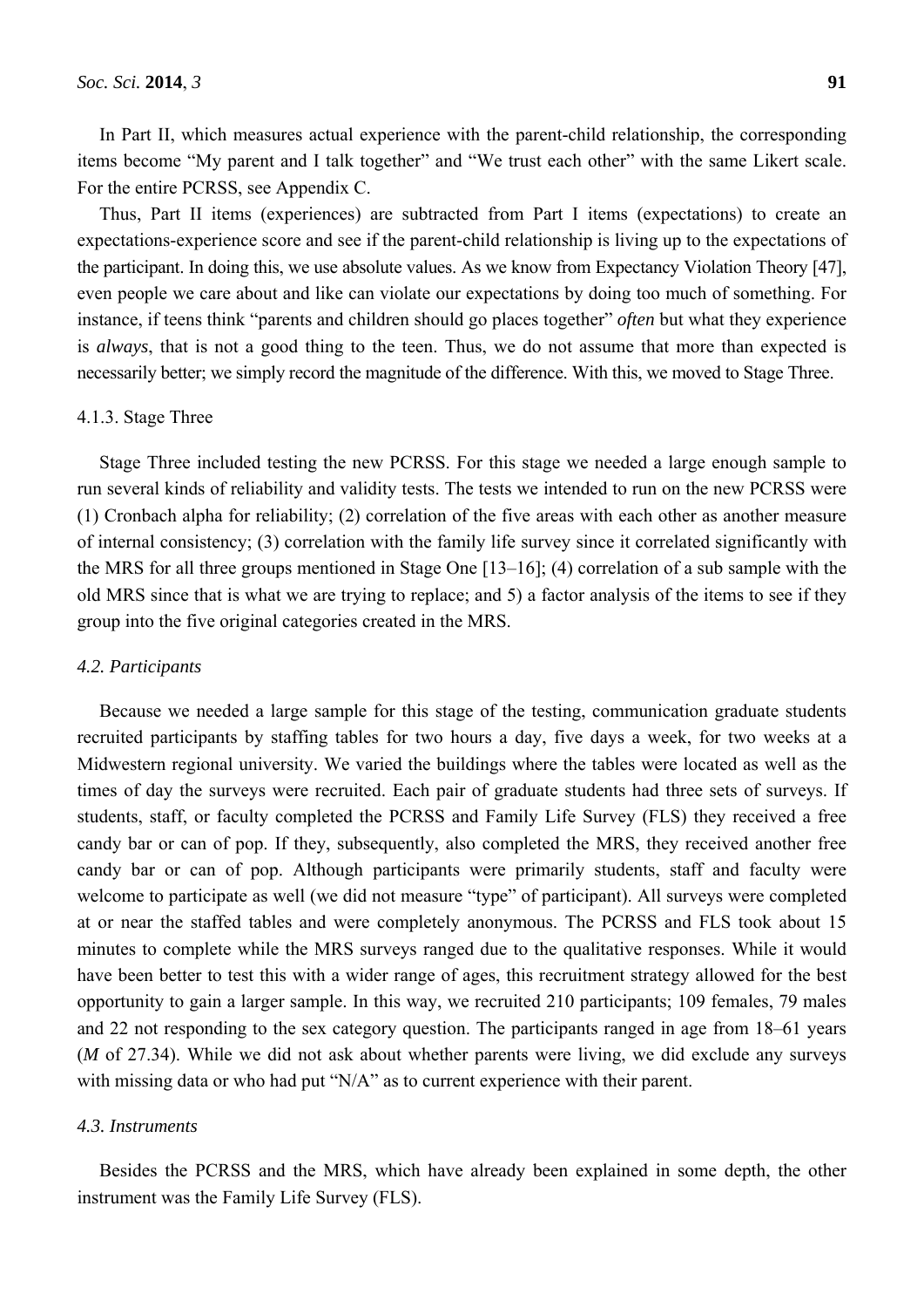In Part II, which measures actual experience with the parent-child relationship, the corresponding items become "My parent and I talk together" and "We trust each other" with the same Likert scale. For the entire PCRSS, see Appendix C.

Thus, Part II items (experiences) are subtracted from Part I items (expectations) to create an expectations-experience score and see if the parent-child relationship is living up to the expectations of the participant. In doing this, we use absolute values. As we know from Expectancy Violation Theory [47], even people we care about and like can violate our expectations by doing too much of something. For instance, if teens think "parents and children should go places together" *often* but what they experience is *always*, that is not a good thing to the teen. Thus, we do not assume that more than expected is necessarily better; we simply record the magnitude of the difference. With this, we moved to Stage Three.

#### 4.1.3. Stage Three

Stage Three included testing the new PCRSS. For this stage we needed a large enough sample to run several kinds of reliability and validity tests. The tests we intended to run on the new PCRSS were (1) Cronbach alpha for reliability; (2) correlation of the five areas with each other as another measure of internal consistency; (3) correlation with the family life survey since it correlated significantly with the MRS for all three groups mentioned in Stage One [13–16]; (4) correlation of a sub sample with the old MRS since that is what we are trying to replace; and 5) a factor analysis of the items to see if they group into the five original categories created in the MRS.

### *4.2. Participants*

Because we needed a large sample for this stage of the testing, communication graduate students recruited participants by staffing tables for two hours a day, five days a week, for two weeks at a Midwestern regional university. We varied the buildings where the tables were located as well as the times of day the surveys were recruited. Each pair of graduate students had three sets of surveys. If students, staff, or faculty completed the PCRSS and Family Life Survey (FLS) they received a free candy bar or can of pop. If they, subsequently, also completed the MRS, they received another free candy bar or can of pop. Although participants were primarily students, staff and faculty were welcome to participate as well (we did not measure "type" of participant). All surveys were completed at or near the staffed tables and were completely anonymous. The PCRSS and FLS took about 15 minutes to complete while the MRS surveys ranged due to the qualitative responses. While it would have been better to test this with a wider range of ages, this recruitment strategy allowed for the best opportunity to gain a larger sample. In this way, we recruited 210 participants; 109 females, 79 males and 22 not responding to the sex category question. The participants ranged in age from 18–61 years (*M* of 27.34). While we did not ask about whether parents were living, we did exclude any surveys with missing data or who had put "N/A" as to current experience with their parent.

### *4.3. Instruments*

Besides the PCRSS and the MRS, which have already been explained in some depth, the other instrument was the Family Life Survey (FLS).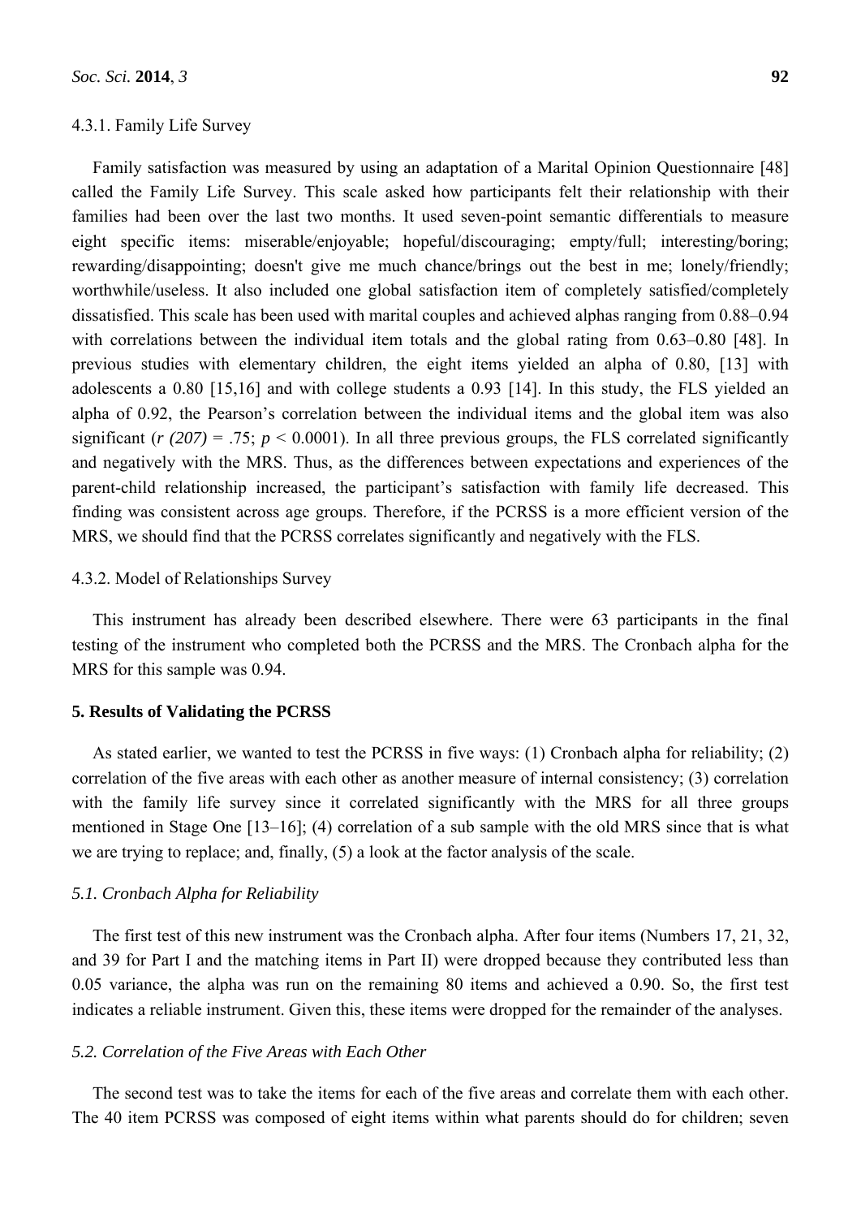#### 4.3.1. Family Life Survey

Family satisfaction was measured by using an adaptation of a Marital Opinion Questionnaire [48] called the Family Life Survey. This scale asked how participants felt their relationship with their families had been over the last two months. It used seven-point semantic differentials to measure eight specific items: miserable/enjoyable; hopeful/discouraging; empty/full; interesting/boring; rewarding/disappointing; doesn't give me much chance/brings out the best in me; lonely/friendly; worthwhile/useless. It also included one global satisfaction item of completely satisfied/completely dissatisfied. This scale has been used with marital couples and achieved alphas ranging from 0.88–0.94 with correlations between the individual item totals and the global rating from 0.63–0.80 [48]. In previous studies with elementary children, the eight items yielded an alpha of 0.80, [13] with adolescents a 0.80 [15,16] and with college students a 0.93 [14]. In this study, the FLS yielded an alpha of 0.92, the Pearson's correlation between the individual items and the global item was also significant ($r\ (207) = .75$; $p < 0.0001$). In all three previous groups, the FLS correlated significantly and negatively with the MRS. Thus, as the differences between expectations and experiences of the parent-child relationship increased, the participant's satisfaction with family life decreased. This finding was consistent across age groups. Therefore, if the PCRSS is a more efficient version of the MRS, we should find that the PCRSS correlates significantly and negatively with the FLS.

#### 4.3.2. Model of Relationships Survey

This instrument has already been described elsewhere. There were 63 participants in the final testing of the instrument who completed both the PCRSS and the MRS. The Cronbach alpha for the MRS for this sample was 0.94.

## 5. Results of Validating the PCRSS

As stated earlier, we wanted to test the PCRSS in five ways: (1) Cronbach alpha for reliability; (2) correlation of the five areas with each other as another measure of internal consistency; (3) correlation with the family life survey since it correlated significantly with the MRS for all three groups mentioned in Stage One [13–16]; (4) correlation of a sub sample with the old MRS since that is what we are trying to replace; and, finally, (5) a look at the factor analysis of the scale.

### *5.1. Cronbach Alpha for Reliability*

The first test of this new instrument was the Cronbach alpha. After four items (Numbers 17, 21, 32, and 39 for Part I and the matching items in Part II) were dropped because they contributed less than 0.05 variance, the alpha was run on the remaining 80 items and achieved a 0.90. So, the first test indicates a reliable instrument. Given this, these items were dropped for the remainder of the analyses.

### *5.2. Correlation of the Five Areas with Each Other*

The second test was to take the items for each of the five areas and correlate them with each other. The 40 item PCRSS was composed of eight items within what parents should do for children; seven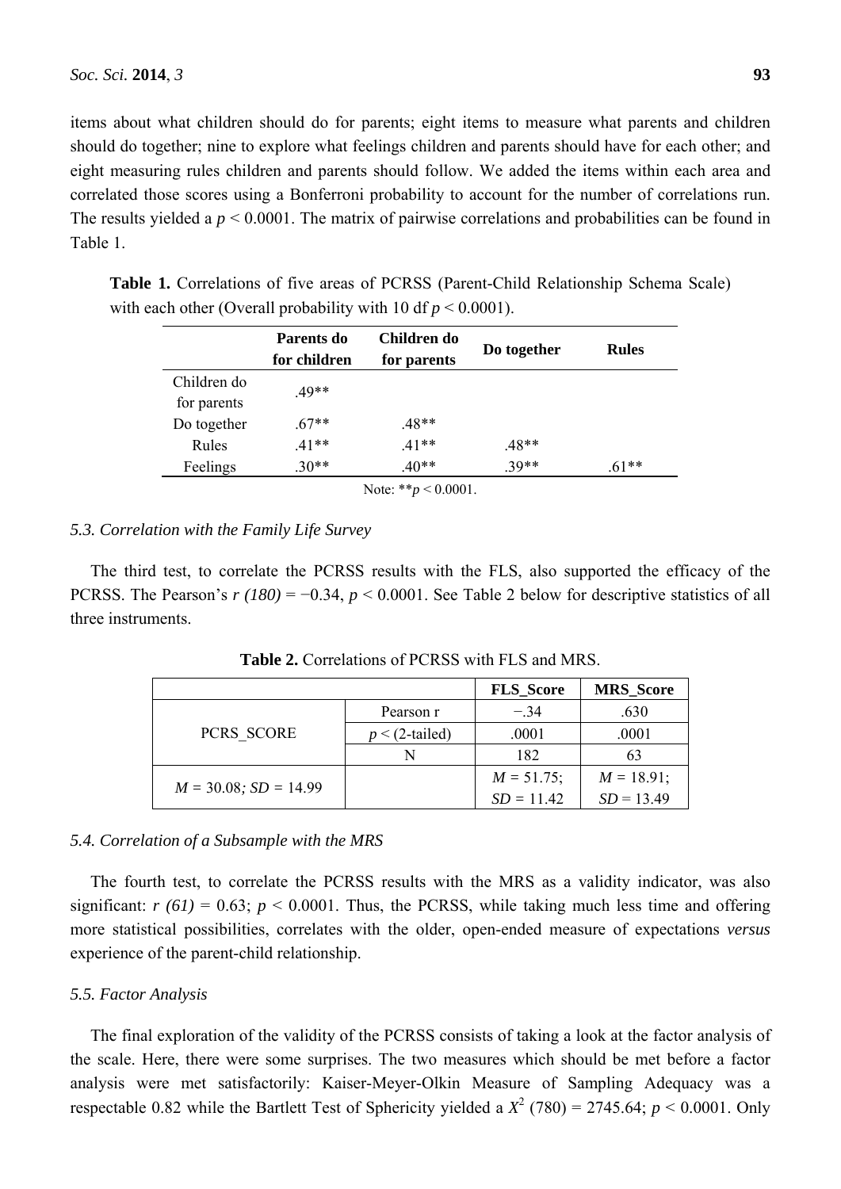items about what children should do for parents; eight items to measure what parents and children should do together; nine to explore what feelings children and parents should have for each other; and eight measuring rules children and parents should follow. We added the items within each area and correlated those scores using a Bonferroni probability to account for the number of correlations run. The results yielded a $p < 0.0001$. The matrix of pairwise correlations and probabilities can be found in Table 1.

**Table 1.** Correlations of five areas of PCRSS (Parent-Child Relationship Schema Scale) with each other (Overall probability with 10 df $p < 0.0001$).

| | Parents do for children | Children do for parents | Do together | Rules |
|---|---|---|---|---|
| Children do for parents | .49** | | | |
| Do together | .67** | .48** | | |
| Rules | .41** | .41** | .48** | |
| Feelings | .30** | .40** | .39** | .61** |

Note: ** $p < 0.0001$.

### 5.3. Correlation with the Family Life Survey

The third test, to correlate the PCRSS results with the FLS, also supported the efficacy of the PCRSS. The Pearson's $r(180) = -0.34$, $p < 0.0001$. See Table 2 below for descriptive statistics of all three instruments.

**Table 2.** Correlations of PCRSS with FLS and MRS.

| | | FLS_Score | MRS_Score |
|---|---|---|---|
| PCRS_SCORE | Pearson r | −.34 | .630 |
| | $p <$ (2-tailed) | .0001 | .0001 |
| | N | 182 | 63 |
| $M = 30.08$; $SD = 14.99$ | | $M = 51.75$; $SD = 11.42$ | $M = 18.91$; $SD = 13.49$ |

### 5.4. Correlation of a Subsample with the MRS

The fourth test, to correlate the PCRSS results with the MRS as a validity indicator, was also significant: $r(61) = 0.63$; $p < 0.0001$. Thus, the PCRSS, while taking much less time and offering more statistical possibilities, correlates with the older, open-ended measure of expectations *versus* experience of the parent-child relationship.

### 5.5. Factor Analysis

The final exploration of the validity of the PCRSS consists of taking a look at the factor analysis of the scale. Here, there were some surprises. The two measures which should be met before a factor analysis were met satisfactorily: Kaiser-Meyer-Olkin Measure of Sampling Adequacy was a respectable 0.82 while the Bartlett Test of Sphericity yielded a $X^2(780) = 2745.64$; $p < 0.0001$. Only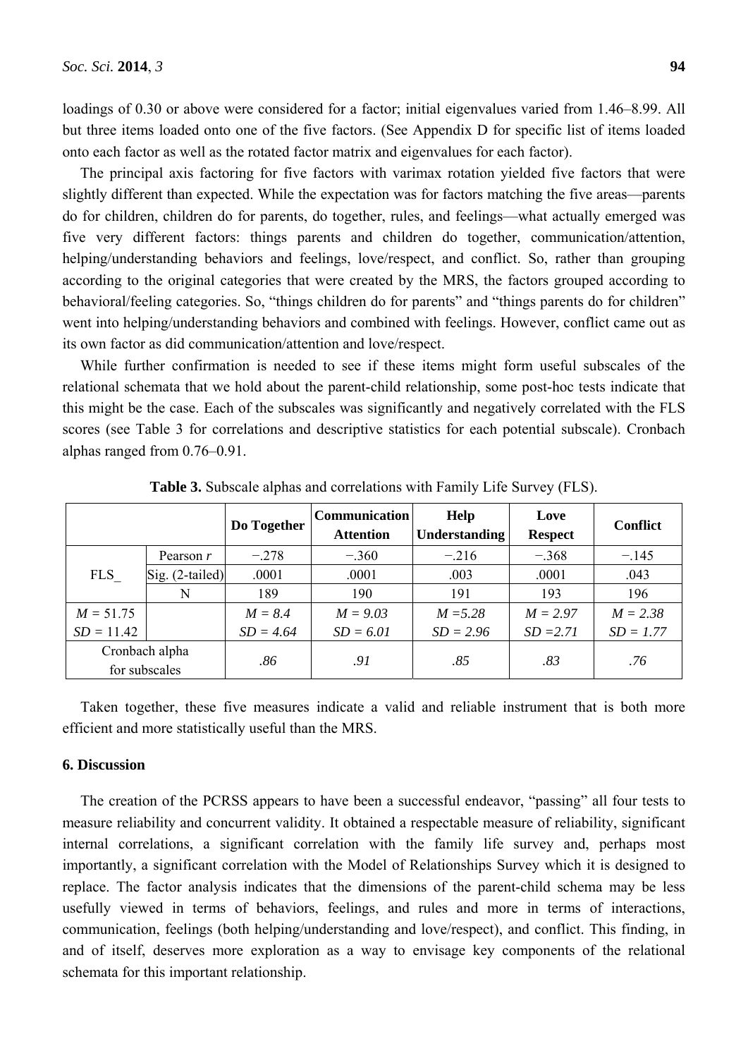loadings of 0.30 or above were considered for a factor; initial eigenvalues varied from 1.46–8.99. All but three items loaded onto one of the five factors. (See Appendix D for specific list of items loaded onto each factor as well as the rotated factor matrix and eigenvalues for each factor).

The principal axis factoring for five factors with varimax rotation yielded five factors that were slightly different than expected. While the expectation was for factors matching the five areas—parents do for children, children do for parents, do together, rules, and feelings—what actually emerged was five very different factors: things parents and children do together, communication/attention, helping/understanding behaviors and feelings, love/respect, and conflict. So, rather than grouping according to the original categories that were created by the MRS, the factors grouped according to behavioral/feeling categories. So, "things children do for parents" and "things parents do for children" went into helping/understanding behaviors and combined with feelings. However, conflict came out as its own factor as did communication/attention and love/respect.

While further confirmation is needed to see if these items might form useful subscales of the relational schemata that we hold about the parent-child relationship, some post-hoc tests indicate that this might be the case. Each of the subscales was significantly and negatively correlated with the FLS scores (see Table 3 for correlations and descriptive statistics for each potential subscale). Cronbach alphas ranged from 0.76–0.91.

**Table 3.** Subscale alphas and correlations with Family Life Survey (FLS).

| | | Do Together | Communication Attention | Help Understanding | Love Respect | Conflict |
|---|---|---|---|---|---|---|
| FLS_ | Pearson *r* | −.278 | −.360 | −.216 | −.368 | −.145 |
| | Sig. (2-tailed) | .0001 | .0001 | .003 | .0001 | .043 |
| | N | 189 | 190 | 191 | 193 | 196 |
| *M* = 51.75 *SD* = 11.42 | | *M = 8.4* *SD = 4.64* | *M = 9.03* *SD = 6.01* | *M =5.28* *SD = 2.96* | *M = 2.97* *SD =2.71* | *M = 2.38* *SD = 1.77* |
| Cronbach alpha for subscales | | *.86* | *.91* | *.85* | *.83* | *.76* |

Taken together, these five measures indicate a valid and reliable instrument that is both more efficient and more statistically useful than the MRS.

### 6. Discussion

The creation of the PCRSS appears to have been a successful endeavor, "passing" all four tests to measure reliability and concurrent validity. It obtained a respectable measure of reliability, significant internal correlations, a significant correlation with the family life survey and, perhaps most importantly, a significant correlation with the Model of Relationships Survey which it is designed to replace. The factor analysis indicates that the dimensions of the parent-child schema may be less usefully viewed in terms of behaviors, feelings, and rules and more in terms of interactions, communication, feelings (both helping/understanding and love/respect), and conflict. This finding, in and of itself, deserves more exploration as a way to envisage key components of the relational schemata for this important relationship.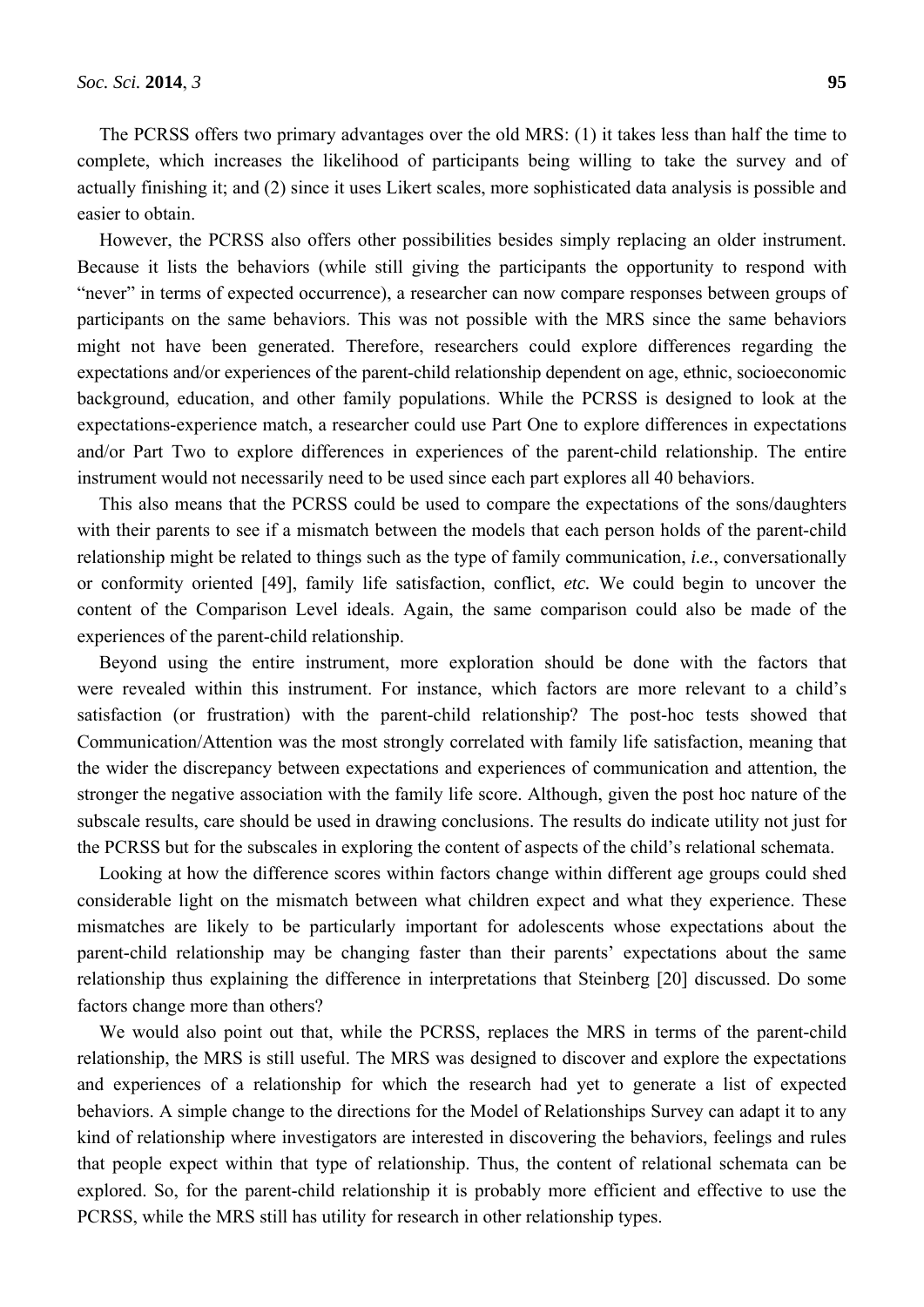The PCRSS offers two primary advantages over the old MRS: (1) it takes less than half the time to complete, which increases the likelihood of participants being willing to take the survey and of actually finishing it; and (2) since it uses Likert scales, more sophisticated data analysis is possible and easier to obtain.

However, the PCRSS also offers other possibilities besides simply replacing an older instrument. Because it lists the behaviors (while still giving the participants the opportunity to respond with "never" in terms of expected occurrence), a researcher can now compare responses between groups of participants on the same behaviors. This was not possible with the MRS since the same behaviors might not have been generated. Therefore, researchers could explore differences regarding the expectations and/or experiences of the parent-child relationship dependent on age, ethnic, socioeconomic background, education, and other family populations. While the PCRSS is designed to look at the expectations-experience match, a researcher could use Part One to explore differences in expectations and/or Part Two to explore differences in experiences of the parent-child relationship. The entire instrument would not necessarily need to be used since each part explores all 40 behaviors.

This also means that the PCRSS could be used to compare the expectations of the sons/daughters with their parents to see if a mismatch between the models that each person holds of the parent-child relationship might be related to things such as the type of family communication, *i.e.*, conversationally or conformity oriented [49], family life satisfaction, conflict, *etc.* We could begin to uncover the content of the Comparison Level ideals. Again, the same comparison could also be made of the experiences of the parent-child relationship.

Beyond using the entire instrument, more exploration should be done with the factors that were revealed within this instrument. For instance, which factors are more relevant to a child's satisfaction (or frustration) with the parent-child relationship? The post-hoc tests showed that Communication/Attention was the most strongly correlated with family life satisfaction, meaning that the wider the discrepancy between expectations and experiences of communication and attention, the stronger the negative association with the family life score. Although, given the post hoc nature of the subscale results, care should be used in drawing conclusions. The results do indicate utility not just for the PCRSS but for the subscales in exploring the content of aspects of the child's relational schemata.

Looking at how the difference scores within factors change within different age groups could shed considerable light on the mismatch between what children expect and what they experience. These mismatches are likely to be particularly important for adolescents whose expectations about the parent-child relationship may be changing faster than their parents' expectations about the same relationship thus explaining the difference in interpretations that Steinberg [20] discussed. Do some factors change more than others?

We would also point out that, while the PCRSS, replaces the MRS in terms of the parent-child relationship, the MRS is still useful. The MRS was designed to discover and explore the expectations and experiences of a relationship for which the research had yet to generate a list of expected behaviors. A simple change to the directions for the Model of Relationships Survey can adapt it to any kind of relationship where investigators are interested in discovering the behaviors, feelings and rules that people expect within that type of relationship. Thus, the content of relational schemata can be explored. So, for the parent-child relationship it is probably more efficient and effective to use the PCRSS, while the MRS still has utility for research in other relationship types.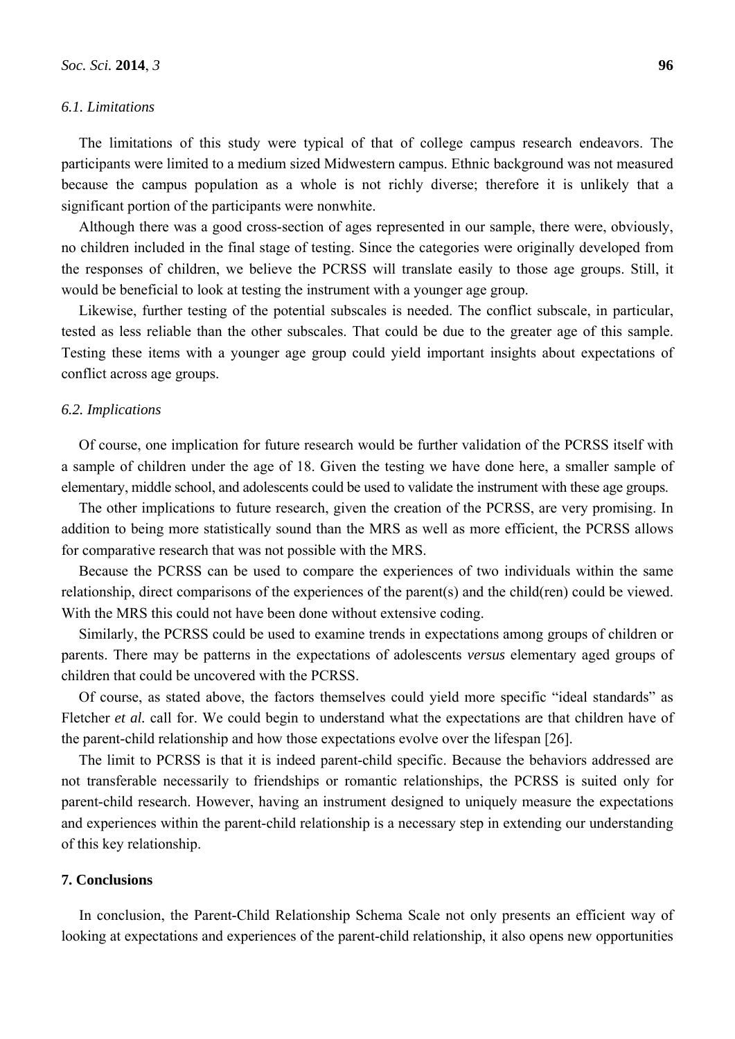### 6.1. Limitations

The limitations of this study were typical of that of college campus research endeavors. The participants were limited to a medium sized Midwestern campus. Ethnic background was not measured because the campus population as a whole is not richly diverse; therefore it is unlikely that a significant portion of the participants were nonwhite.

Although there was a good cross-section of ages represented in our sample, there were, obviously, no children included in the final stage of testing. Since the categories were originally developed from the responses of children, we believe the PCRSS will translate easily to those age groups. Still, it would be beneficial to look at testing the instrument with a younger age group.

Likewise, further testing of the potential subscales is needed. The conflict subscale, in particular, tested as less reliable than the other subscales. That could be due to the greater age of this sample. Testing these items with a younger age group could yield important insights about expectations of conflict across age groups.

### 6.2. Implications

Of course, one implication for future research would be further validation of the PCRSS itself with a sample of children under the age of 18. Given the testing we have done here, a smaller sample of elementary, middle school, and adolescents could be used to validate the instrument with these age groups.

The other implications to future research, given the creation of the PCRSS, are very promising. In addition to being more statistically sound than the MRS as well as more efficient, the PCRSS allows for comparative research that was not possible with the MRS.

Because the PCRSS can be used to compare the experiences of two individuals within the same relationship, direct comparisons of the experiences of the parent(s) and the child(ren) could be viewed. With the MRS this could not have been done without extensive coding.

Similarly, the PCRSS could be used to examine trends in expectations among groups of children or parents. There may be patterns in the expectations of adolescents *versus* elementary aged groups of children that could be uncovered with the PCRSS.

Of course, as stated above, the factors themselves could yield more specific "ideal standards" as Fletcher *et al.* call for. We could begin to understand what the expectations are that children have of the parent-child relationship and how those expectations evolve over the lifespan [26].

The limit to PCRSS is that it is indeed parent-child specific. Because the behaviors addressed are not transferable necessarily to friendships or romantic relationships, the PCRSS is suited only for parent-child research. However, having an instrument designed to uniquely measure the expectations and experiences within the parent-child relationship is a necessary step in extending our understanding of this key relationship.

## 7. Conclusions

In conclusion, the Parent-Child Relationship Schema Scale not only presents an efficient way of looking at expectations and experiences of the parent-child relationship, it also opens new opportunities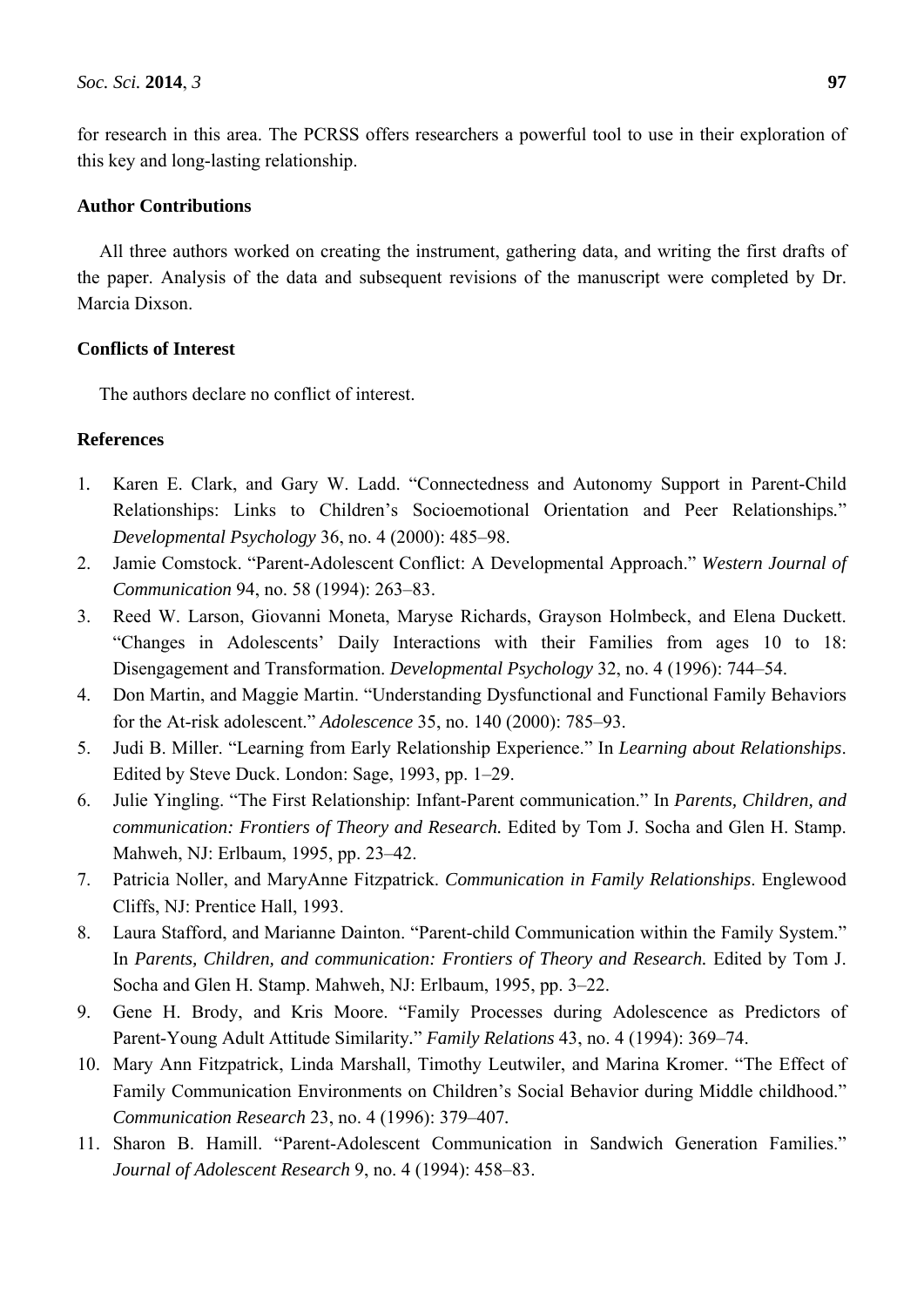for research in this area. The PCRSS offers researchers a powerful tool to use in their exploration of this key and long-lasting relationship.

## Author Contributions

All three authors worked on creating the instrument, gathering data, and writing the first drafts of the paper. Analysis of the data and subsequent revisions of the manuscript were completed by Dr. Marcia Dixson.

## Conflicts of Interest

The authors declare no conflict of interest.

## References

1. Karen E. Clark, and Gary W. Ladd. "Connectedness and Autonomy Support in Parent-Child Relationships: Links to Children's Socioemotional Orientation and Peer Relationships." *Developmental Psychology* 36, no. 4 (2000): 485–98.
2. Jamie Comstock. "Parent-Adolescent Conflict: A Developmental Approach." *Western Journal of Communication* 94, no. 58 (1994): 263–83.
3. Reed W. Larson, Giovanni Moneta, Maryse Richards, Grayson Holmbeck, and Elena Duckett. "Changes in Adolescents' Daily Interactions with their Families from ages 10 to 18: Disengagement and Transformation. *Developmental Psychology* 32, no. 4 (1996): 744–54.
4. Don Martin, and Maggie Martin. "Understanding Dysfunctional and Functional Family Behaviors for the At-risk adolescent." *Adolescence* 35, no. 140 (2000): 785–93.
5. Judi B. Miller. "Learning from Early Relationship Experience." In *Learning about Relationships*. Edited by Steve Duck. London: Sage, 1993, pp. 1–29.
6. Julie Yingling. "The First Relationship: Infant-Parent communication." In *Parents, Children, and communication: Frontiers of Theory and Research.* Edited by Tom J. Socha and Glen H. Stamp. Mahweh, NJ: Erlbaum, 1995, pp. 23–42.
7. Patricia Noller, and MaryAnne Fitzpatrick. *Communication in Family Relationships*. Englewood Cliffs, NJ: Prentice Hall, 1993.
8. Laura Stafford, and Marianne Dainton. "Parent-child Communication within the Family System." In *Parents, Children, and communication: Frontiers of Theory and Research.* Edited by Tom J. Socha and Glen H. Stamp. Mahweh, NJ: Erlbaum, 1995, pp. 3–22.
9. Gene H. Brody, and Kris Moore. "Family Processes during Adolescence as Predictors of Parent-Young Adult Attitude Similarity." *Family Relations* 43, no. 4 (1994): 369–74.
10. Mary Ann Fitzpatrick, Linda Marshall, Timothy Leutwiler, and Marina Kromer. "The Effect of Family Communication Environments on Children's Social Behavior during Middle childhood." *Communication Research* 23, no. 4 (1996): 379–407.
11. Sharon B. Hamill. "Parent-Adolescent Communication in Sandwich Generation Families." *Journal of Adolescent Research* 9, no. 4 (1994): 458–83.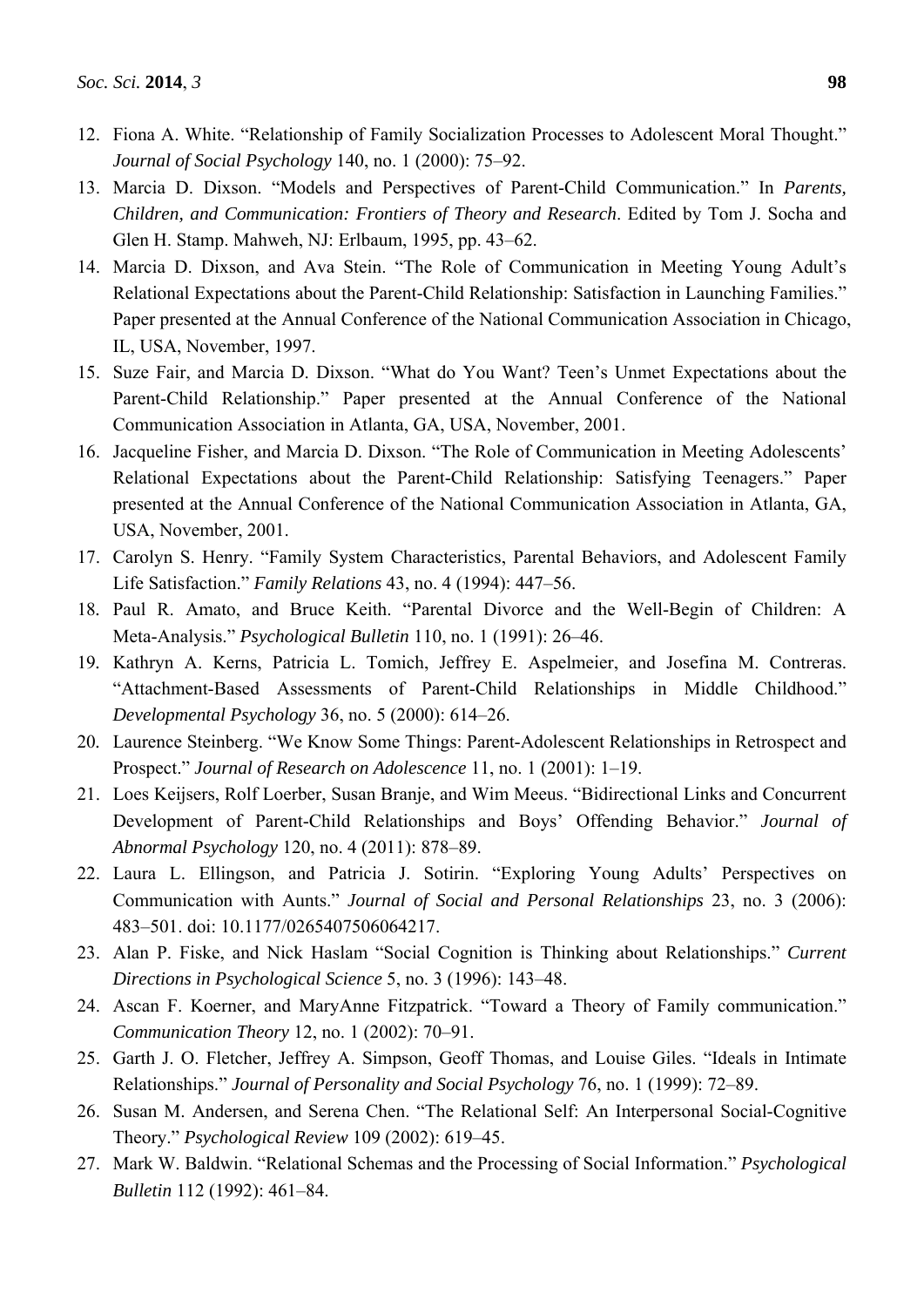12. Fiona A. White. “Relationship of Family Socialization Processes to Adolescent Moral Thought.” *Journal of Social Psychology* 140, no. 1 (2000): 75–92.
13. Marcia D. Dixson. “Models and Perspectives of Parent-Child Communication.” In *Parents, Children, and Communication: Frontiers of Theory and Research*. Edited by Tom J. Socha and Glen H. Stamp. Mahweh, NJ: Erlbaum, 1995, pp. 43–62.
14. Marcia D. Dixson, and Ava Stein. “The Role of Communication in Meeting Young Adult’s Relational Expectations about the Parent-Child Relationship: Satisfaction in Launching Families.” Paper presented at the Annual Conference of the National Communication Association in Chicago, IL, USA, November, 1997.
15. Suze Fair, and Marcia D. Dixson. “What do You Want? Teen’s Unmet Expectations about the Parent-Child Relationship.” Paper presented at the Annual Conference of the National Communication Association in Atlanta, GA, USA, November, 2001.
16. Jacqueline Fisher, and Marcia D. Dixson. “The Role of Communication in Meeting Adolescents’ Relational Expectations about the Parent-Child Relationship: Satisfying Teenagers.” Paper presented at the Annual Conference of the National Communication Association in Atlanta, GA, USA, November, 2001.
17. Carolyn S. Henry. “Family System Characteristics, Parental Behaviors, and Adolescent Family Life Satisfaction.” *Family Relations* 43, no. 4 (1994): 447–56.
18. Paul R. Amato, and Bruce Keith. “Parental Divorce and the Well-Begin of Children: A Meta-Analysis.” *Psychological Bulletin* 110, no. 1 (1991): 26–46.
19. Kathryn A. Kerns, Patricia L. Tomich, Jeffrey E. Aspelmeier, and Josefina M. Contreras. “Attachment-Based Assessments of Parent-Child Relationships in Middle Childhood.” *Developmental Psychology* 36, no. 5 (2000): 614–26.
20. Laurence Steinberg. “We Know Some Things: Parent-Adolescent Relationships in Retrospect and Prospect.” *Journal of Research on Adolescence* 11, no. 1 (2001): 1–19.
21. Loes Keijsers, Rolf Loerber, Susan Branje, and Wim Meeus. “Bidirectional Links and Concurrent Development of Parent-Child Relationships and Boys’ Offending Behavior.” *Journal of Abnormal Psychology* 120, no. 4 (2011): 878–89.
22. Laura L. Ellingson, and Patricia J. Sotirin. “Exploring Young Adults’ Perspectives on Communication with Aunts.” *Journal of Social and Personal Relationships* 23, no. 3 (2006): 483–501. doi: 10.1177/0265407506064217.
23. Alan P. Fiske, and Nick Haslam “Social Cognition is Thinking about Relationships.” *Current Directions in Psychological Science* 5, no. 3 (1996): 143–48.
24. Ascan F. Koerner, and MaryAnne Fitzpatrick. “Toward a Theory of Family communication.” *Communication Theory* 12, no. 1 (2002): 70–91.
25. Garth J. O. Fletcher, Jeffrey A. Simpson, Geoff Thomas, and Louise Giles. “Ideals in Intimate Relationships.” *Journal of Personality and Social Psychology* 76, no. 1 (1999): 72–89.
26. Susan M. Andersen, and Serena Chen. “The Relational Self: An Interpersonal Social-Cognitive Theory.” *Psychological Review* 109 (2002): 619–45.
27. Mark W. Baldwin. “Relational Schemas and the Processing of Social Information.” *Psychological Bulletin* 112 (1992): 461–84.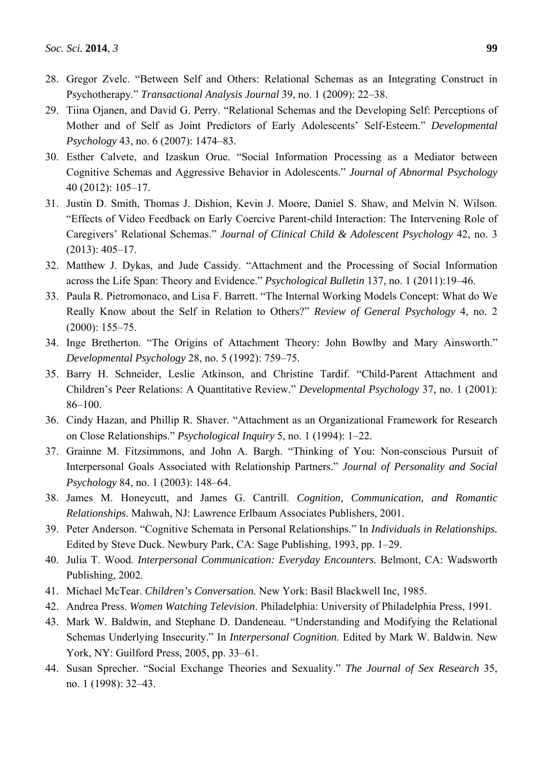28. Gregor Zvelc. "Between Self and Others: Relational Schemas as an Integrating Construct in Psychotherapy." *Transactional Analysis Journal* 39, no. 1 (2009): 22–38.
29. Tiina Ojanen, and David G. Perry. "Relational Schemas and the Developing Self: Perceptions of Mother and of Self as Joint Predictors of Early Adolescents' Self-Esteem." *Developmental Psychology* 43, no. 6 (2007): 1474–83.
30. Esther Calvete, and Izaskun Orue. "Social Information Processing as a Mediator between Cognitive Schemas and Aggressive Behavior in Adolescents." *Journal of Abnormal Psychology* 40 (2012): 105–17.
31. Justin D. Smith, Thomas J. Dishion, Kevin J. Moore, Daniel S. Shaw, and Melvin N. Wilson. "Effects of Video Feedback on Early Coercive Parent-child Interaction: The Intervening Role of Caregivers' Relational Schemas." *Journal of Clinical Child & Adolescent Psychology* 42, no. 3 (2013): 405–17.
32. Matthew J. Dykas, and Jude Cassidy. "Attachment and the Processing of Social Information across the Life Span: Theory and Evidence." *Psychological Bulletin* 137, no. 1 (2011):19–46.
33. Paula R. Pietromonaco, and Lisa F. Barrett. "The Internal Working Models Concept: What do We Really Know about the Self in Relation to Others?" *Review of General Psychology* 4, no. 2 (2000): 155–75.
34. Inge Bretherton. "The Origins of Attachment Theory: John Bowlby and Mary Ainsworth." *Developmental Psychology* 28, no. 5 (1992): 759–75.
35. Barry H. Schneider, Leslie Atkinson, and Christine Tardif. "Child-Parent Attachment and Children's Peer Relations: A Quantitative Review." *Developmental Psychology* 37, no. 1 (2001): 86–100.
36. Cindy Hazan, and Phillip R. Shaver. "Attachment as an Organizational Framework for Research on Close Relationships." *Psychological Inquiry* 5, no. 1 (1994): 1–22.
37. Grainne M. Fitzsimmons, and John A. Bargh. "Thinking of You: Non-conscious Pursuit of Interpersonal Goals Associated with Relationship Partners." *Journal of Personality and Social Psychology* 84, no. 1 (2003): 148–64.
38. James M. Honeycutt, and James G. Cantrill. *Cognition, Communication, and Romantic Relationships*. Mahwah, NJ: Lawrence Erlbaum Associates Publishers, 2001.
39. Peter Anderson. "Cognitive Schemata in Personal Relationships." In *Individuals in Relationships.* Edited by Steve Duck. Newbury Park, CA: Sage Publishing, 1993, pp. 1–29.
40. Julia T. Wood. *Interpersonal Communication: Everyday Encounters.* Belmont, CA: Wadsworth Publishing, 2002.
41. Michael McTear. *Children's Conversation.* New York: Basil Blackwell Inc, 1985.
42. Andrea Press. *Women Watching Television*. Philadelphia: University of Philadelphia Press, 1991.
43. Mark W. Baldwin, and Stephane D. Dandeneau. "Understanding and Modifying the Relational Schemas Underlying Insecurity." In *Interpersonal Cognition.* Edited by Mark W. Baldwin. New York, NY: Guilford Press, 2005, pp. 33–61.
44. Susan Sprecher. "Social Exchange Theories and Sexuality." *The Journal of Sex Research* 35, no. 1 (1998): 32–43.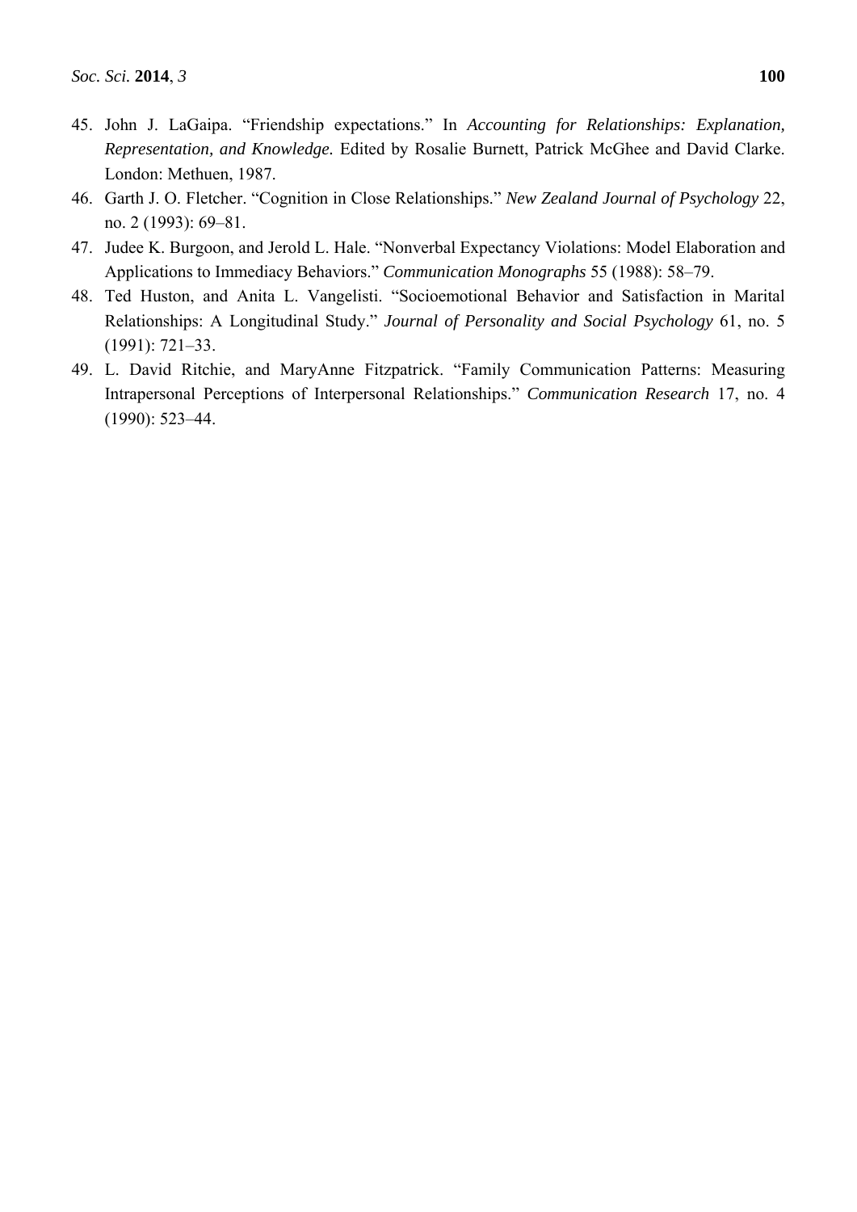45. John J. LaGaipa. “Friendship expectations.” In *Accounting for Relationships: Explanation, Representation, and Knowledge.* Edited by Rosalie Burnett, Patrick McGhee and David Clarke. London: Methuen, 1987.
46. Garth J. O. Fletcher. “Cognition in Close Relationships.” *New Zealand Journal of Psychology* 22, no. 2 (1993): 69–81.
47. Judee K. Burgoon, and Jerold L. Hale. “Nonverbal Expectancy Violations: Model Elaboration and Applications to Immediacy Behaviors.” *Communication Monographs* 55 (1988): 58–79.
48. Ted Huston, and Anita L. Vangelisti. “Socioemotional Behavior and Satisfaction in Marital Relationships: A Longitudinal Study.” *Journal of Personality and Social Psychology* 61, no. 5 (1991): 721–33.
49. L. David Ritchie, and MaryAnne Fitzpatrick. “Family Communication Patterns: Measuring Intrapersonal Perceptions of Interpersonal Relationships.” *Communication Research* 17, no. 4 (1990): 523–44.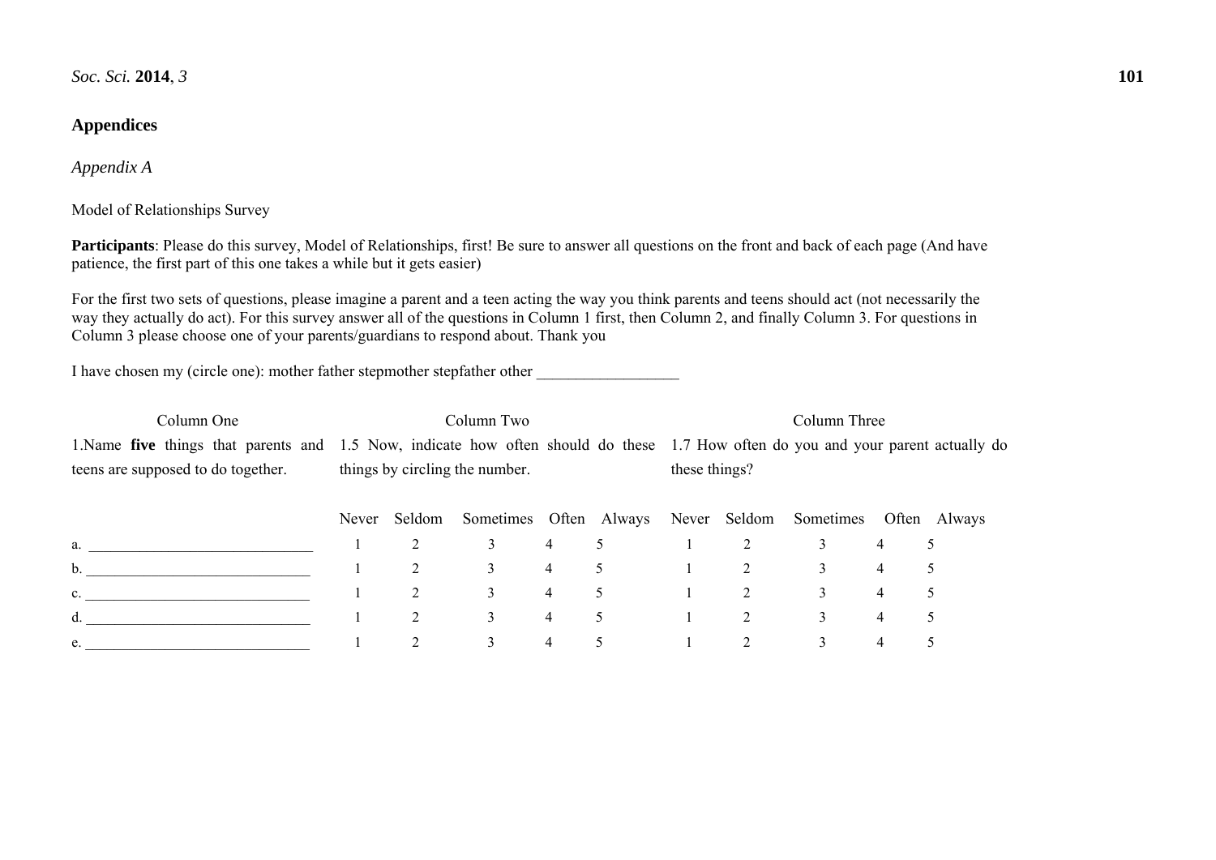## Appendices

### *Appendix A*

Model of Relationships Survey

**Participants**: Please do this survey, Model of Relationships, first! Be sure to answer all questions on the front and back of each page (And have patience, the first part of this one takes a while but it gets easier)

For the first two sets of questions, please imagine a parent and a teen acting the way you think parents and teens should act (not necessarily the way they actually do act). For this survey answer all of the questions in Column 1 first, then Column 2, and finally Column 3. For questions in Column 3 please choose one of your parents/guardians to respond about. Thank you

I have chosen my (circle one): mother father stepmother stepfather other __________________

| Column One | Column Two | | | | | Column Three | | | | |
|---|---|---|---|---|---|---|---|---|---|---|
| 1.Name **five** things that parents and teens are supposed to do together. | 1.5 Now, indicate how often should do these things by circling the number. | | | | | 1.7 How often do you and your parent actually do these things? | | | | |
| | Never | Seldom | Sometimes | Often | Always | Never | Seldom | Sometimes | Often | Always |
| a. ______________________________ | 1 | 2 | 3 | 4 | 5 | 1 | 2 | 3 | 4 | 5 |
| b. ______________________________ | 1 | 2 | 3 | 4 | 5 | 1 | 2 | 3 | 4 | 5 |
| c. ______________________________ | 1 | 2 | 3 | 4 | 5 | 1 | 2 | 3 | 4 | 5 |
| d. ______________________________ | 1 | 2 | 3 | 4 | 5 | 1 | 2 | 3 | 4 | 5 |
| e. ______________________________ | 1 | 2 | 3 | 4 | 5 | 1 | 2 | 3 | 4 | 5 |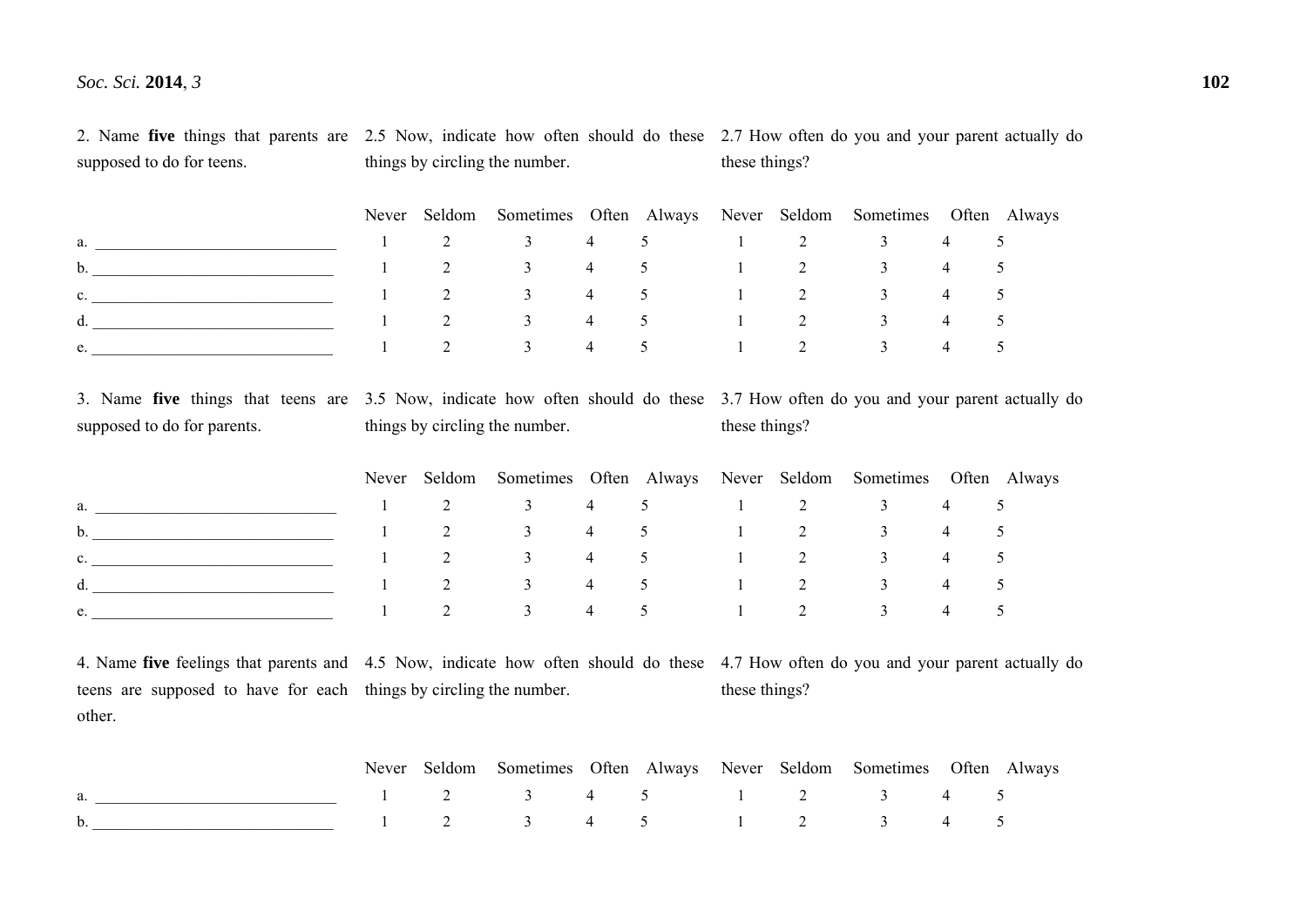| 2. Name **five** things that parents are supposed to do for teens. | 2.5 Now, indicate how often should do these things by circling the number. | | | | | 2.7 How often do you and your parent actually do these things? | | | | |
|---|---|---|---|---|---|---|---|---|---|---|
| | Never | Seldom | Sometimes | Often | Always | Never | Seldom | Sometimes | Often | Always |
| a. ______________________________ | 1 | 2 | 3 | 4 | 5 | 1 | 2 | 3 | 4 | 5 |
| b. ______________________________ | 1 | 2 | 3 | 4 | 5 | 1 | 2 | 3 | 4 | 5 |
| c. ______________________________ | 1 | 2 | 3 | 4 | 5 | 1 | 2 | 3 | 4 | 5 |
| d. ______________________________ | 1 | 2 | 3 | 4 | 5 | 1 | 2 | 3 | 4 | 5 |
| e. ______________________________ | 1 | 2 | 3 | 4 | 5 | 1 | 2 | 3 | 4 | 5 |

| 3. Name **five** things that teens are supposed to do for parents. | 3.5 Now, indicate how often should do these things by circling the number. | | | | | 3.7 How often do you and your parent actually do these things? | | | | |
|---|---|---|---|---|---|---|---|---|---|---|
| | Never | Seldom | Sometimes | Often | Always | Never | Seldom | Sometimes | Often | Always |
| a. ______________________________ | 1 | 2 | 3 | 4 | 5 | 1 | 2 | 3 | 4 | 5 |
| b. ______________________________ | 1 | 2 | 3 | 4 | 5 | 1 | 2 | 3 | 4 | 5 |
| c. ______________________________ | 1 | 2 | 3 | 4 | 5 | 1 | 2 | 3 | 4 | 5 |
| d. ______________________________ | 1 | 2 | 3 | 4 | 5 | 1 | 2 | 3 | 4 | 5 |
| e. ______________________________ | 1 | 2 | 3 | 4 | 5 | 1 | 2 | 3 | 4 | 5 |

| 4. Name **five** feelings that parents and teens are supposed to have for each other. | 4.5 Now, indicate how often should do these things by circling the number. | | | | | 4.7 How often do you and your parent actually do these things? | | | | |
|---|---|---|---|---|---|---|---|---|---|---|
| | Never | Seldom | Sometimes | Often | Always | Never | Seldom | Sometimes | Often | Always |
| a. ______________________________ | 1 | 2 | 3 | 4 | 5 | 1 | 2 | 3 | 4 | 5 |
| b. ______________________________ | 1 | 2 | 3 | 4 | 5 | 1 | 2 | 3 | 4 | 5 |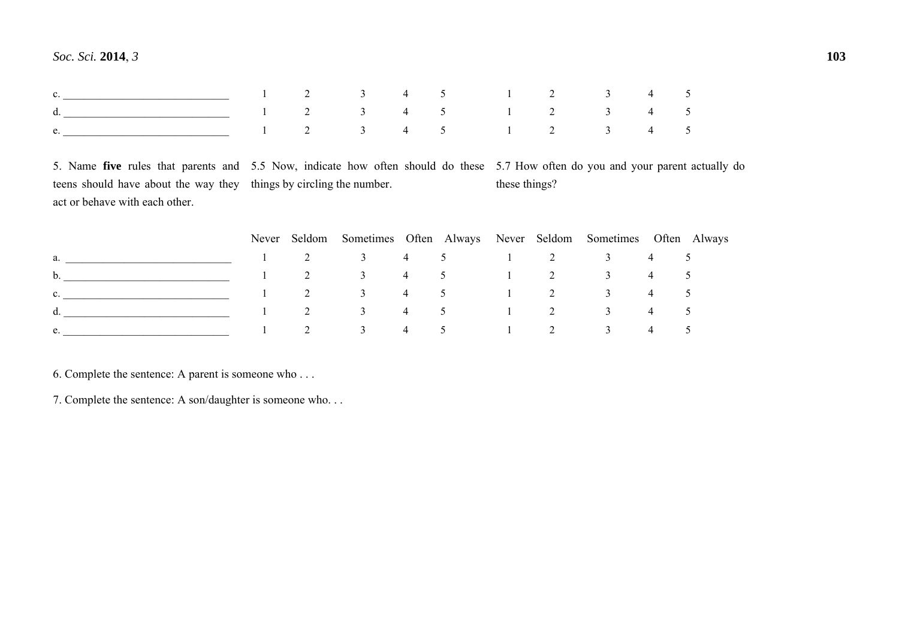| | | | | | | | | | | |
|---|---|---|---|---|---|---|---|---|---|---|
| c. ______________________________ | 1 | 2 | 3 | 4 | 5 | 1 | 2 | 3 | 4 | 5 |
| d. ______________________________ | 1 | 2 | 3 | 4 | 5 | 1 | 2 | 3 | 4 | 5 |
| e. ______________________________ | 1 | 2 | 3 | 4 | 5 | 1 | 2 | 3 | 4 | 5 |

| 5. Name **five** rules that parents and teens should have about the way they act or behave with each other. | 5.5 Now, indicate how often should do these things by circling the number. | | | | | 5.7 How often do you and your parent actually do these things? | | | | |
|---|---|---|---|---|---|---|---|---|---|---|
| | Never | Seldom | Sometimes | Often | Always | Never | Seldom | Sometimes | Often | Always |
| a. ______________________________ | 1 | 2 | 3 | 4 | 5 | 1 | 2 | 3 | 4 | 5 |
| b. ______________________________ | 1 | 2 | 3 | 4 | 5 | 1 | 2 | 3 | 4 | 5 |
| c. ______________________________ | 1 | 2 | 3 | 4 | 5 | 1 | 2 | 3 | 4 | 5 |
| d. ______________________________ | 1 | 2 | 3 | 4 | 5 | 1 | 2 | 3 | 4 | 5 |
| e. ______________________________ | 1 | 2 | 3 | 4 | 5 | 1 | 2 | 3 | 4 | 5 |

6. Complete the sentence: A parent is someone who . . .

7. Complete the sentence: A son/daughter is someone who. . .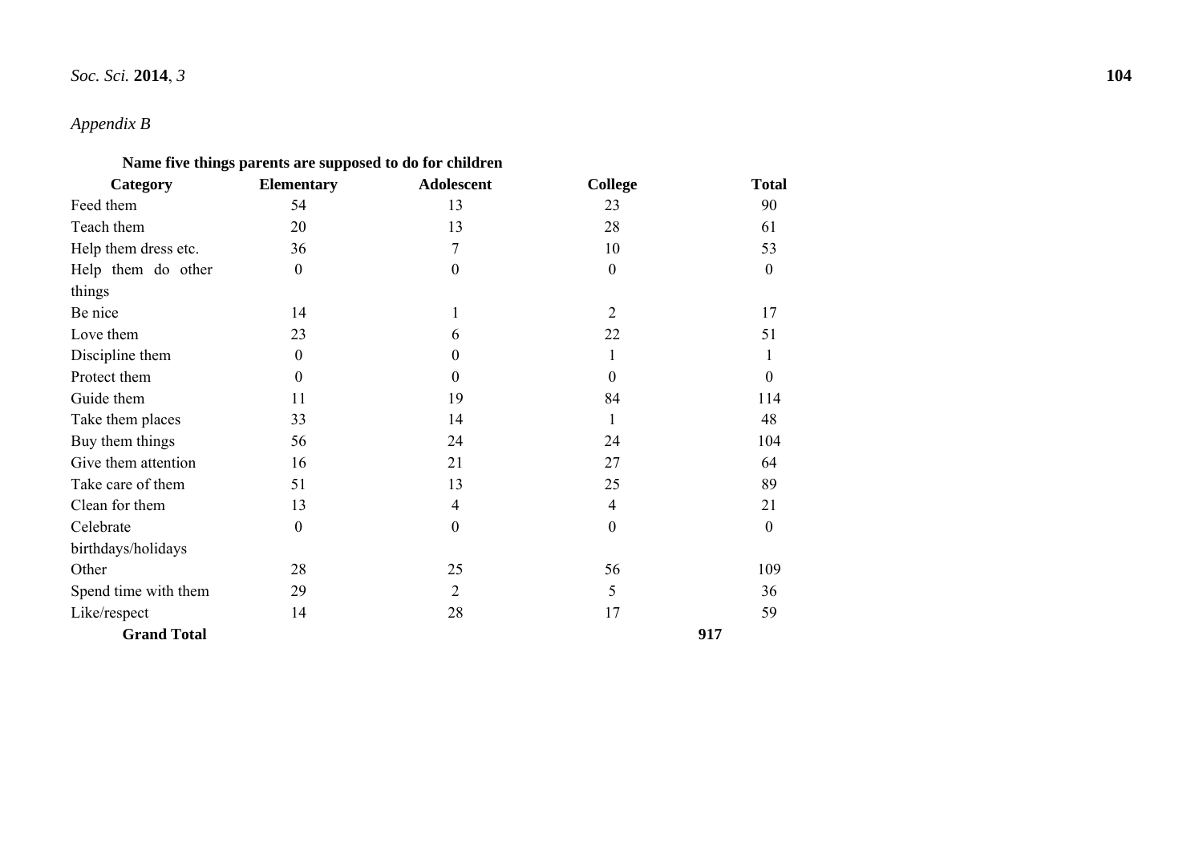*Appendix B*

**Name five things parents are supposed to do for children**

| Category | Elementary | Adolescent | College | Total |
|---|---|---|---|---|
| Feed them | 54 | 13 | 23 | 90 |
| Teach them | 20 | 13 | 28 | 61 |
| Help them dress etc. | 36 | 7 | 10 | 53 |
| Help them do other things | 0 | 0 | 0 | 0 |
| Be nice | 14 | 1 | 2 | 17 |
| Love them | 23 | 6 | 22 | 51 |
| Discipline them | 0 | 0 | 1 | 1 |
| Protect them | 0 | 0 | 0 | 0 |
| Guide them | 11 | 19 | 84 | 114 |
| Take them places | 33 | 14 | 1 | 48 |
| Buy them things | 56 | 24 | 24 | 104 |
| Give them attention | 16 | 21 | 27 | 64 |
| Take care of them | 51 | 13 | 25 | 89 |
| Clean for them | 13 | 4 | 4 | 21 |
| Celebrate birthdays/holidays | 0 | 0 | 0 | 0 |
| Other | 28 | 25 | 56 | 109 |
| Spend time with them | 29 | 2 | 5 | 36 |
| Like/respect | 14 | 28 | 17 | 59 |
| **Grand Total** | | | | **917** |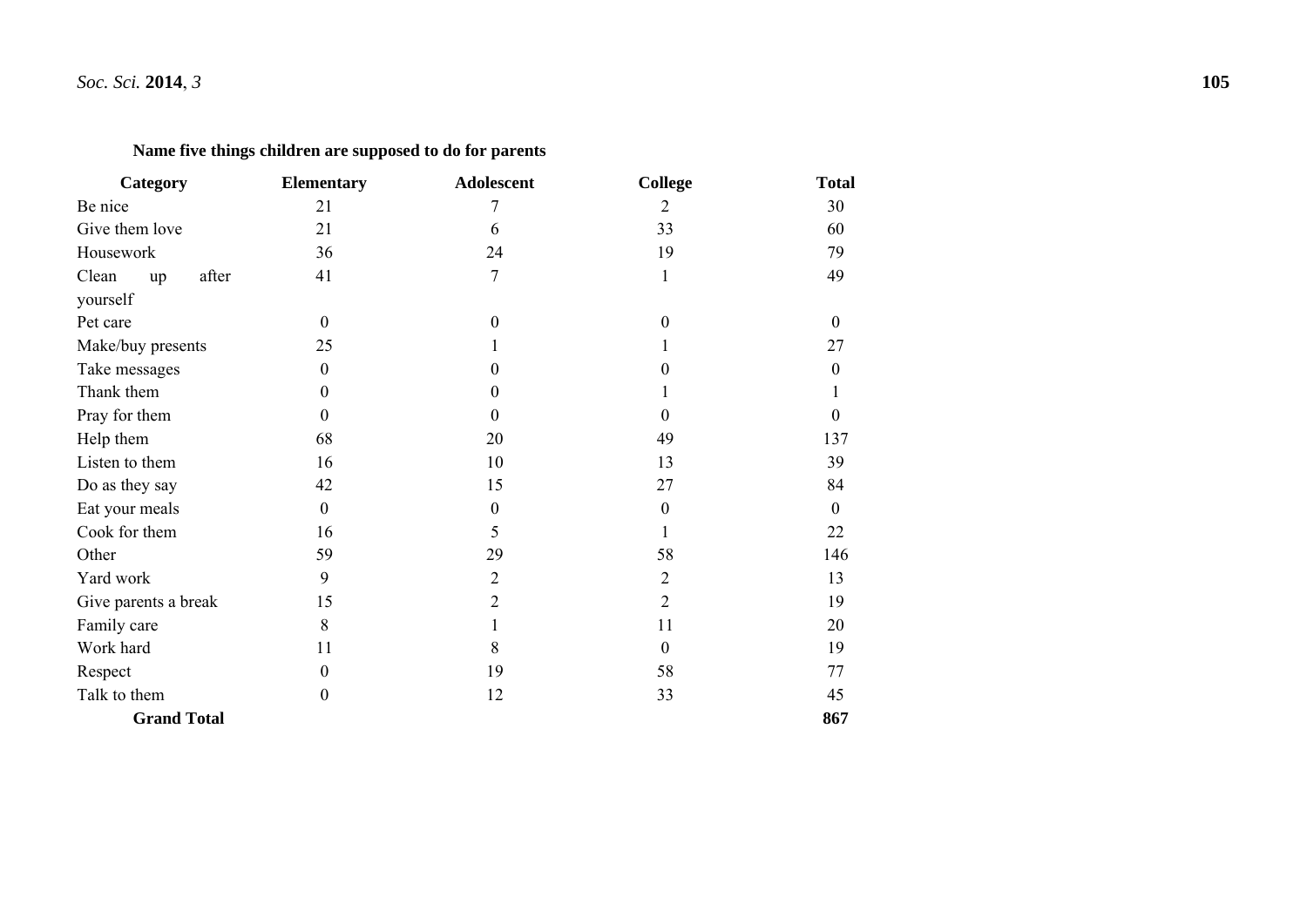**Name five things children are supposed to do for parents**

| Category | Elementary | Adolescent | College | Total |
|---|---|---|---|---|
| Be nice | 21 | 7 | 2 | 30 |
| Give them love | 21 | 6 | 33 | 60 |
| Housework | 36 | 24 | 19 | 79 |
| Clean up after yourself | 41 | 7 | 1 | 49 |
| Pet care | 0 | 0 | 0 | 0 |
| Make/buy presents | 25 | 1 | 1 | 27 |
| Take messages | 0 | 0 | 0 | 0 |
| Thank them | 0 | 0 | 1 | 1 |
| Pray for them | 0 | 0 | 0 | 0 |
| Help them | 68 | 20 | 49 | 137 |
| Listen to them | 16 | 10 | 13 | 39 |
| Do as they say | 42 | 15 | 27 | 84 |
| Eat your meals | 0 | 0 | 0 | 0 |
| Cook for them | 16 | 5 | 1 | 22 |
| Other | 59 | 29 | 58 | 146 |
| Yard work | 9 | 2 | 2 | 13 |
| Give parents a break | 15 | 2 | 2 | 19 |
| Family care | 8 | 1 | 11 | 20 |
| Work hard | 11 | 8 | 0 | 19 |
| Respect | 0 | 19 | 58 | 77 |
| Talk to them | 0 | 12 | 33 | 45 |
| **Grand Total** | | | | **867** |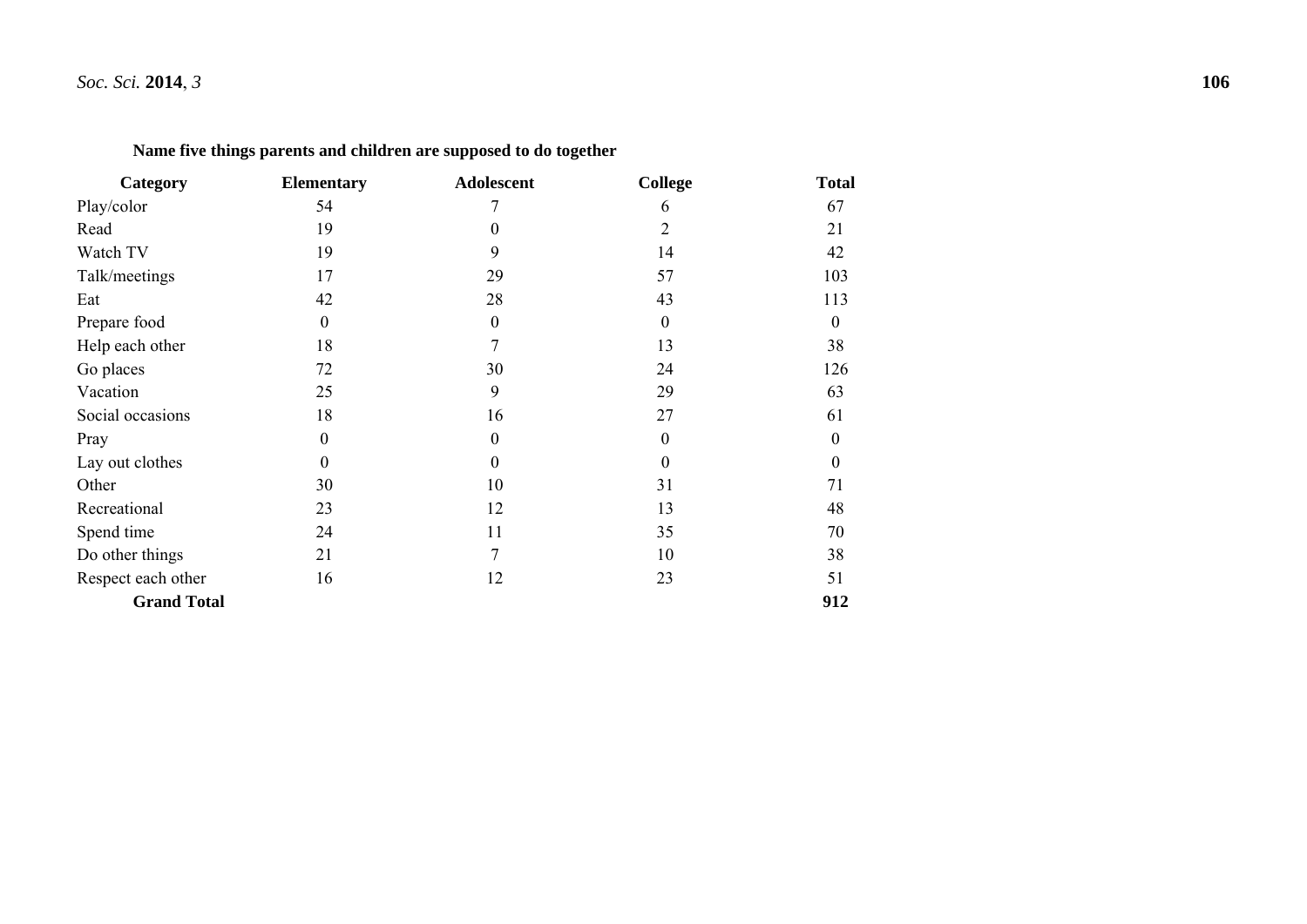**Name five things parents and children are supposed to do together**

| Category | Elementary | Adolescent | College | Total |
|---|---|---|---|---|
| Play/color | 54 | 7 | 6 | 67 |
| Read | 19 | 0 | 2 | 21 |
| Watch TV | 19 | 9 | 14 | 42 |
| Talk/meetings | 17 | 29 | 57 | 103 |
| Eat | 42 | 28 | 43 | 113 |
| Prepare food | 0 | 0 | 0 | 0 |
| Help each other | 18 | 7 | 13 | 38 |
| Go places | 72 | 30 | 24 | 126 |
| Vacation | 25 | 9 | 29 | 63 |
| Social occasions | 18 | 16 | 27 | 61 |
| Pray | 0 | 0 | 0 | 0 |
| Lay out clothes | 0 | 0 | 0 | 0 |
| Other | 30 | 10 | 31 | 71 |
| Recreational | 23 | 12 | 13 | 48 |
| Spend time | 24 | 11 | 35 | 70 |
| Do other things | 21 | 7 | 10 | 38 |
| Respect each other | 16 | 12 | 23 | 51 |
| **Grand Total** | | | | **912** |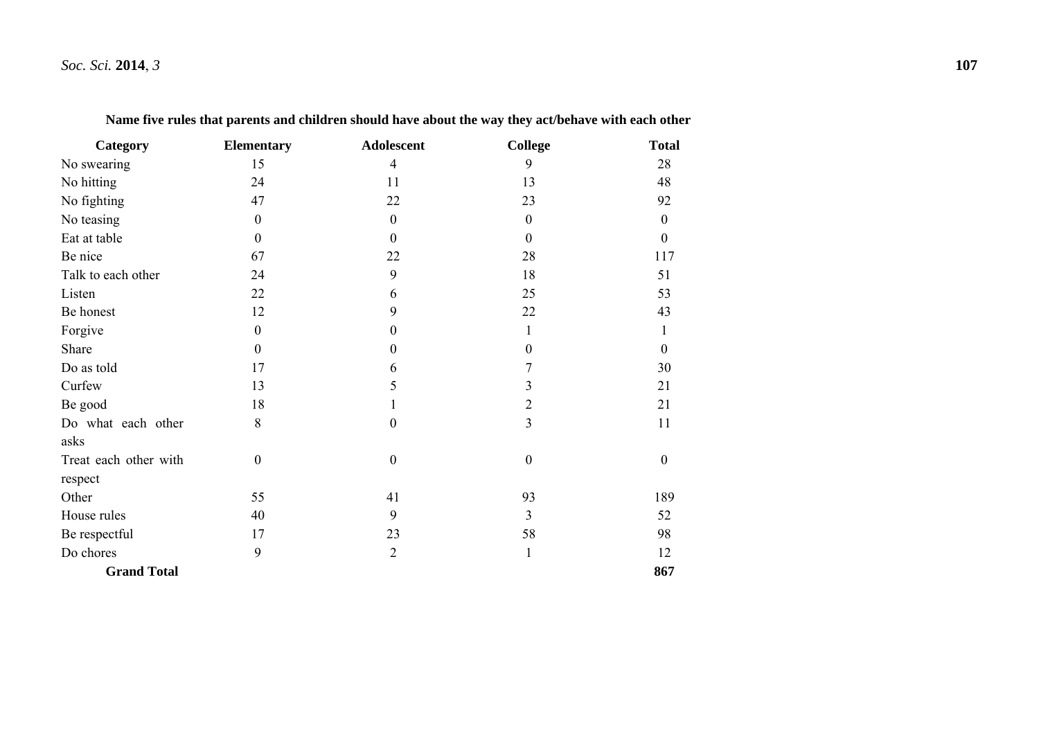**Name five rules that parents and children should have about the way they act/behave with each other**

| Category | Elementary | Adolescent | College | Total |
|---|---|---|---|---|
| No swearing | 15 | 4 | 9 | 28 |
| No hitting | 24 | 11 | 13 | 48 |
| No fighting | 47 | 22 | 23 | 92 |
| No teasing | 0 | 0 | 0 | 0 |
| Eat at table | 0 | 0 | 0 | 0 |
| Be nice | 67 | 22 | 28 | 117 |
| Talk to each other | 24 | 9 | 18 | 51 |
| Listen | 22 | 6 | 25 | 53 |
| Be honest | 12 | 9 | 22 | 43 |
| Forgive | 0 | 0 | 1 | 1 |
| Share | 0 | 0 | 0 | 0 |
| Do as told | 17 | 6 | 7 | 30 |
| Curfew | 13 | 5 | 3 | 21 |
| Be good | 18 | 1 | 2 | 21 |
| Do what each other asks | 8 | 0 | 3 | 11 |
| Treat each other with respect | 0 | 0 | 0 | 0 |
| Other | 55 | 41 | 93 | 189 |
| House rules | 40 | 9 | 3 | 52 |
| Be respectful | 17 | 23 | 58 | 98 |
| Do chores | 9 | 2 | 1 | 12 |
| **Grand Total** | | | | **867** |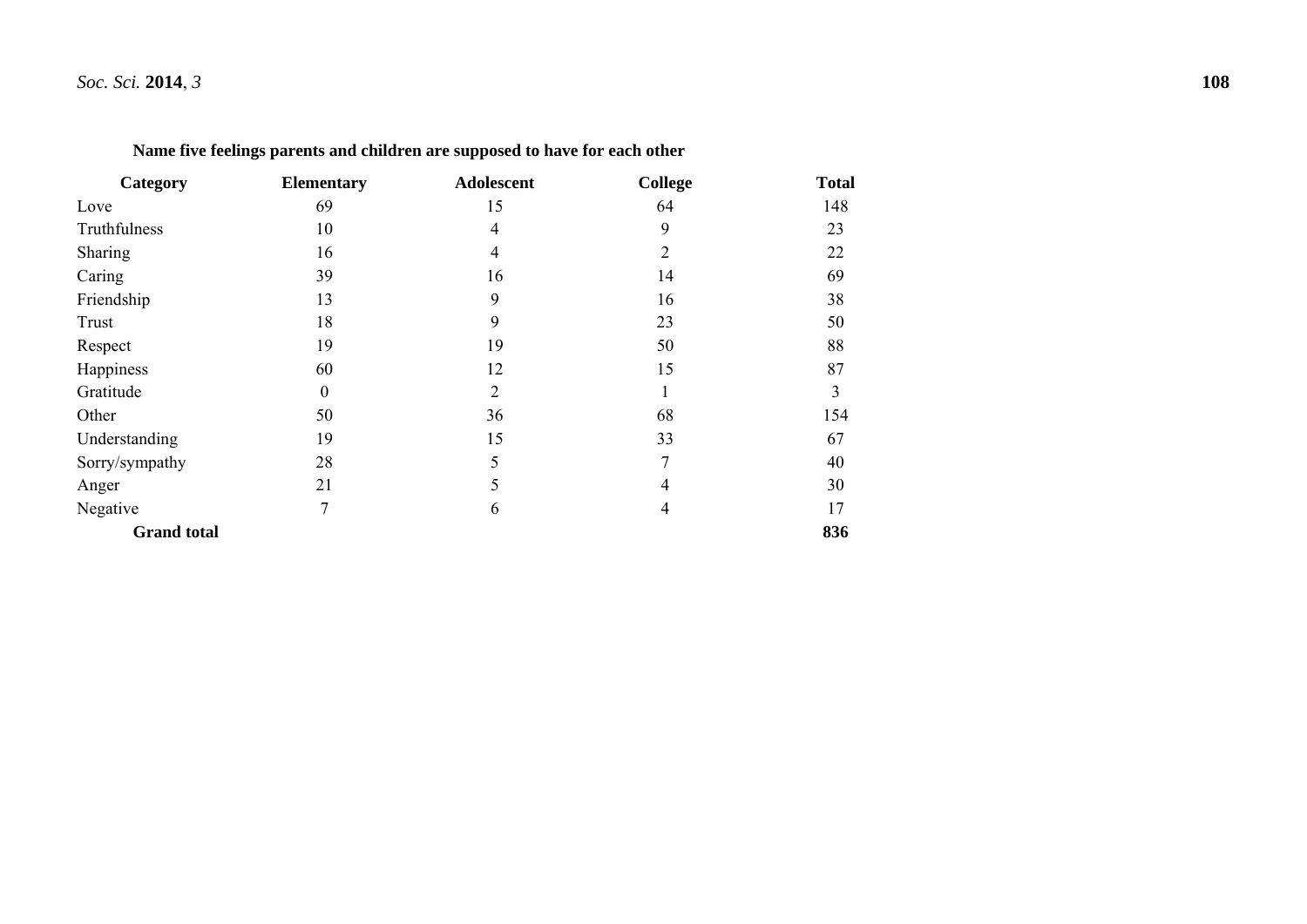**Name five feelings parents and children are supposed to have for each other**

| Category | Elementary | Adolescent | College | Total |
|---|---|---|---|---|
| Love | 69 | 15 | 64 | 148 |
| Truthfulness | 10 | 4 | 9 | 23 |
| Sharing | 16 | 4 | 2 | 22 |
| Caring | 39 | 16 | 14 | 69 |
| Friendship | 13 | 9 | 16 | 38 |
| Trust | 18 | 9 | 23 | 50 |
| Respect | 19 | 19 | 50 | 88 |
| Happiness | 60 | 12 | 15 | 87 |
| Gratitude | 0 | 2 | 1 | 3 |
| Other | 50 | 36 | 68 | 154 |
| Understanding | 19 | 15 | 33 | 67 |
| Sorry/sympathy | 28 | 5 | 7 | 40 |
| Anger | 21 | 5 | 4 | 30 |
| Negative | 7 | 6 | 4 | 17 |
| **Grand total** | | | | **836** |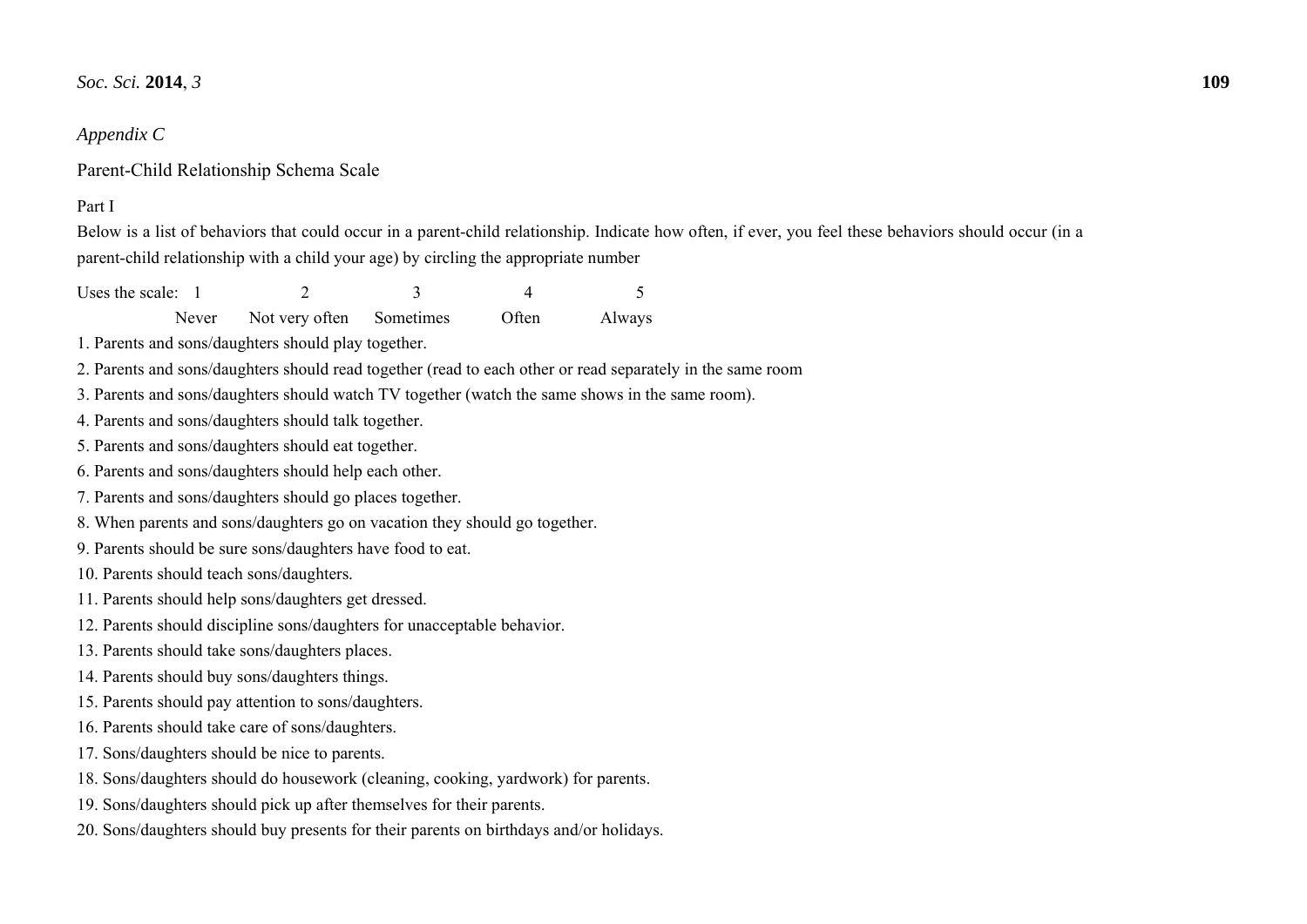*Appendix C*

Parent-Child Relationship Schema Scale

Part I

Below is a list of behaviors that could occur in a parent-child relationship. Indicate how often, if ever, you feel these behaviors should occur (in a parent-child relationship with a child your age) by circling the appropriate number

| Uses the scale: | 1 | 2 | 3 | 4 | 5 |
|---|---|---|---|---|---|
| | Never | Not very often | Sometimes | Often | Always |

1. Parents and sons/daughters should play together.
2. Parents and sons/daughters should read together (read to each other or read separately in the same room
3. Parents and sons/daughters should watch TV together (watch the same shows in the same room).
4. Parents and sons/daughters should talk together.
5. Parents and sons/daughters should eat together.
6. Parents and sons/daughters should help each other.
7. Parents and sons/daughters should go places together.
8. When parents and sons/daughters go on vacation they should go together.
9. Parents should be sure sons/daughters have food to eat.
10. Parents should teach sons/daughters.
11. Parents should help sons/daughters get dressed.
12. Parents should discipline sons/daughters for unacceptable behavior.
13. Parents should take sons/daughters places.
14. Parents should buy sons/daughters things.
15. Parents should pay attention to sons/daughters.
16. Parents should take care of sons/daughters.
17. Sons/daughters should be nice to parents.
18. Sons/daughters should do housework (cleaning, cooking, yardwork) for parents.
19. Sons/daughters should pick up after themselves for their parents.
20. Sons/daughters should buy presents for their parents on birthdays and/or holidays.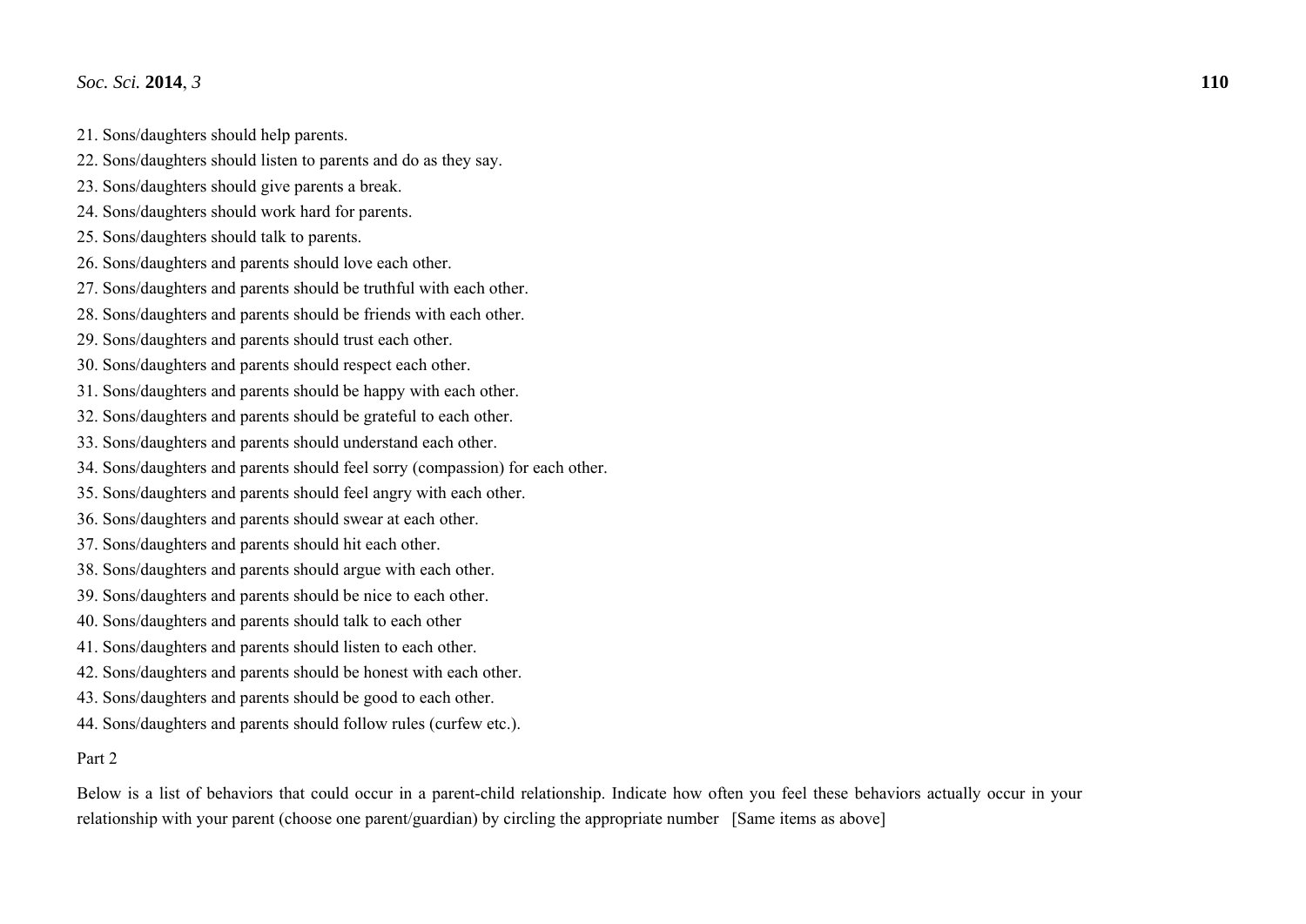21. Sons/daughters should help parents.
22. Sons/daughters should listen to parents and do as they say.
23. Sons/daughters should give parents a break.
24. Sons/daughters should work hard for parents.
25. Sons/daughters should talk to parents.
26. Sons/daughters and parents should love each other.
27. Sons/daughters and parents should be truthful with each other.
28. Sons/daughters and parents should be friends with each other.
29. Sons/daughters and parents should trust each other.
30. Sons/daughters and parents should respect each other.
31. Sons/daughters and parents should be happy with each other.
32. Sons/daughters and parents should be grateful to each other.
33. Sons/daughters and parents should understand each other.
34. Sons/daughters and parents should feel sorry (compassion) for each other.
35. Sons/daughters and parents should feel angry with each other.
36. Sons/daughters and parents should swear at each other.
37. Sons/daughters and parents should hit each other.
38. Sons/daughters and parents should argue with each other.
39. Sons/daughters and parents should be nice to each other.
40. Sons/daughters and parents should talk to each other
41. Sons/daughters and parents should listen to each other.
42. Sons/daughters and parents should be honest with each other.
43. Sons/daughters and parents should be good to each other.
44. Sons/daughters and parents should follow rules (curfew etc.).

Part 2

Below is a list of behaviors that could occur in a parent-child relationship. Indicate how often you feel these behaviors actually occur in your relationship with your parent (choose one parent/guardian) by circling the appropriate number [Same items as above]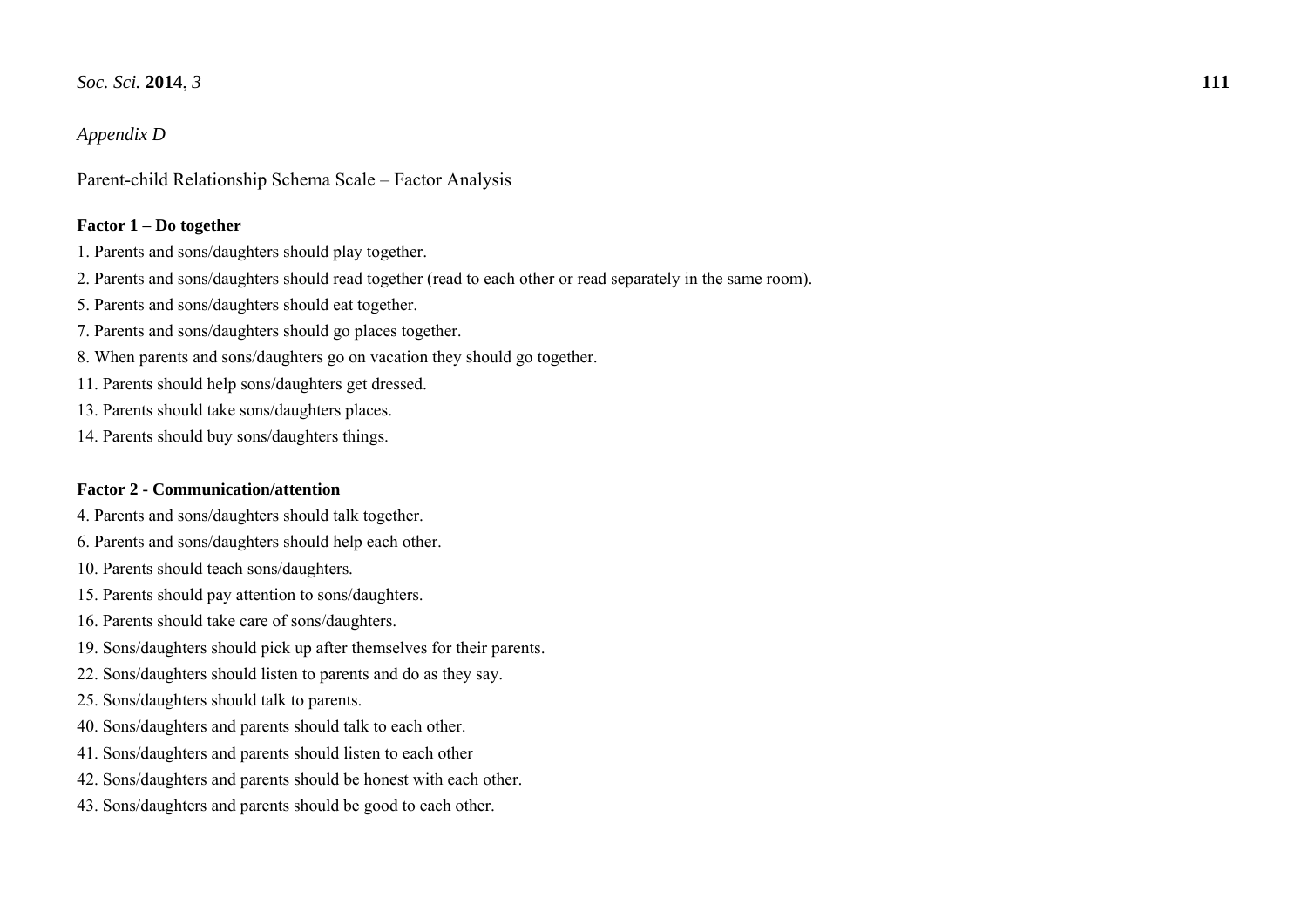*Appendix D*

Parent-child Relationship Schema Scale – Factor Analysis

**Factor 1 – Do together**

1. Parents and sons/daughters should play together.
2. Parents and sons/daughters should read together (read to each other or read separately in the same room).
5. Parents and sons/daughters should eat together.
7. Parents and sons/daughters should go places together.
8. When parents and sons/daughters go on vacation they should go together.
11. Parents should help sons/daughters get dressed.
13. Parents should take sons/daughters places.
14. Parents should buy sons/daughters things.

**Factor 2 - Communication/attention**

4. Parents and sons/daughters should talk together.
6. Parents and sons/daughters should help each other.
10. Parents should teach sons/daughters.
15. Parents should pay attention to sons/daughters.
16. Parents should take care of sons/daughters.
19. Sons/daughters should pick up after themselves for their parents.
22. Sons/daughters should listen to parents and do as they say.
25. Sons/daughters should talk to parents.
40. Sons/daughters and parents should talk to each other.
41. Sons/daughters and parents should listen to each other
42. Sons/daughters and parents should be honest with each other.
43. Sons/daughters and parents should be good to each other.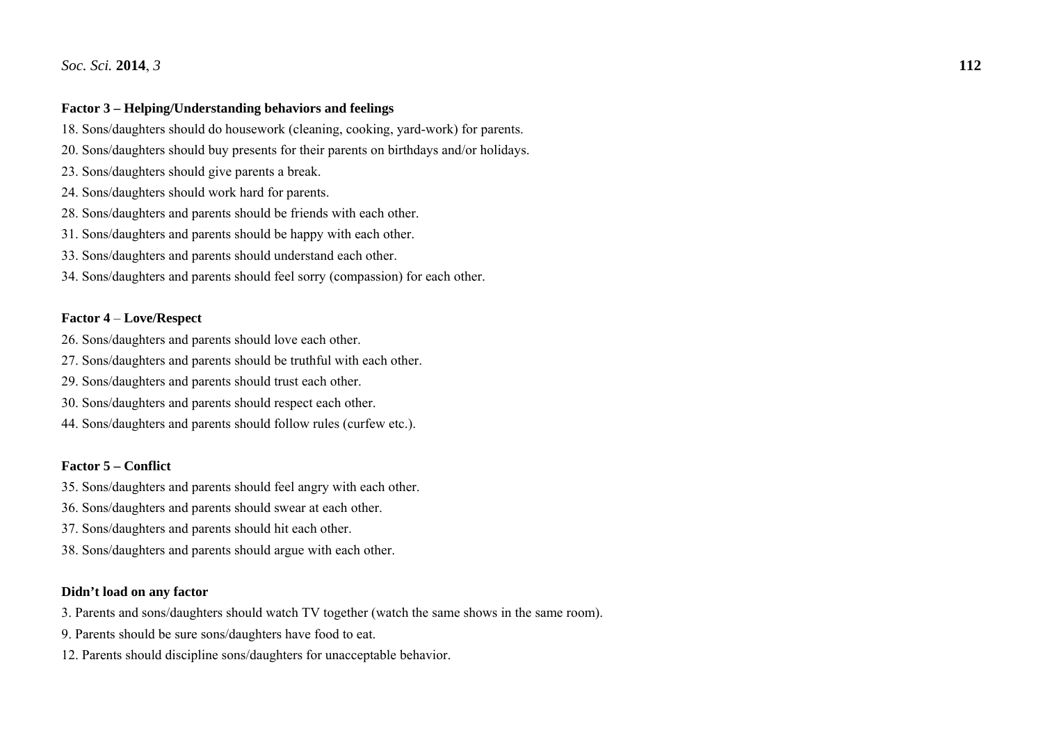**Factor 3 – Helping/Understanding behaviors and feelings**

18. Sons/daughters should do housework (cleaning, cooking, yard-work) for parents.
20. Sons/daughters should buy presents for their parents on birthdays and/or holidays.
23. Sons/daughters should give parents a break.
24. Sons/daughters should work hard for parents.
28. Sons/daughters and parents should be friends with each other.
31. Sons/daughters and parents should be happy with each other.
33. Sons/daughters and parents should understand each other.
34. Sons/daughters and parents should feel sorry (compassion) for each other.

**Factor 4** – **Love/Respect**

26. Sons/daughters and parents should love each other.
27. Sons/daughters and parents should be truthful with each other.
29. Sons/daughters and parents should trust each other.
30. Sons/daughters and parents should respect each other.
44. Sons/daughters and parents should follow rules (curfew etc.).

**Factor 5 – Conflict**

35. Sons/daughters and parents should feel angry with each other.
36. Sons/daughters and parents should swear at each other.
37. Sons/daughters and parents should hit each other.
38. Sons/daughters and parents should argue with each other.

**Didn't load on any factor**

3. Parents and sons/daughters should watch TV together (watch the same shows in the same room).
9. Parents should be sure sons/daughters have food to eat.
12. Parents should discipline sons/daughters for unacceptable behavior.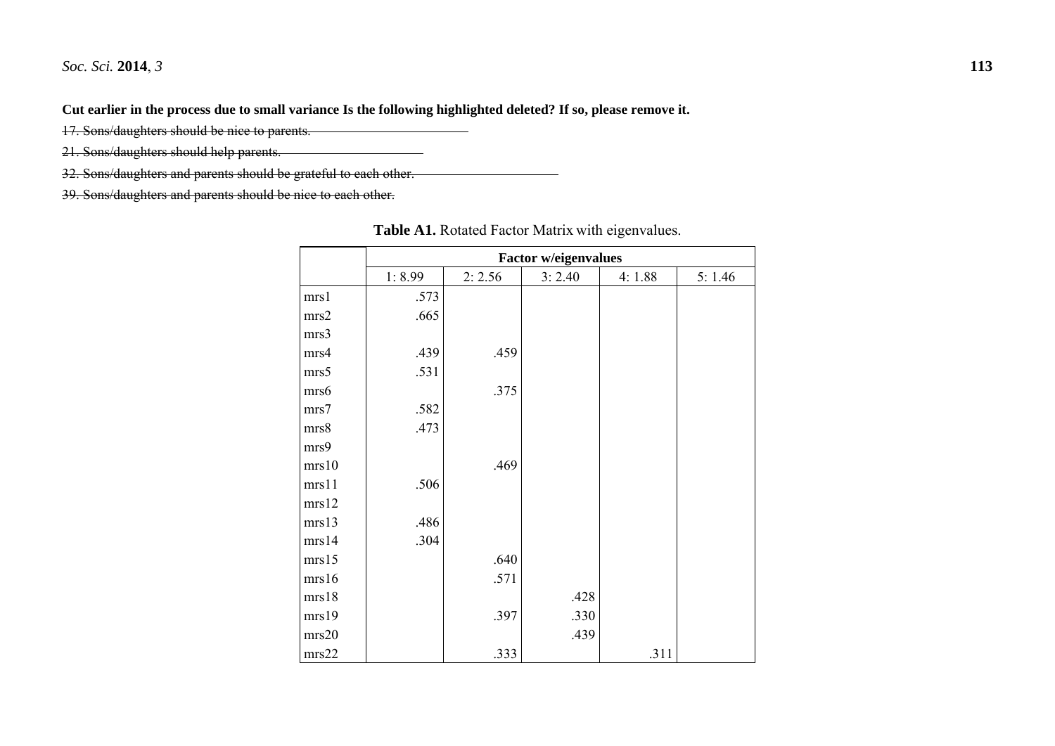**Cut earlier in the process due to small variance Is the following highlighted deleted? If so, please remove it.**

~~17. Sons/daughters should be nice to parents.~~

~~21. Sons/daughters should help parents.~~

~~32. Sons/daughters and parents should be grateful to each other.~~

~~39. Sons/daughters and parents should be nice to each other.~~

**Table A1.** Rotated Factor Matrix with eigenvalues.

| | **Factor w/eigenvalues** | | | | |
|---|---|---|---|---|---|
| | 1: 8.99 | 2: 2.56 | 3: 2.40 | 4: 1.88 | 5: 1.46 |
| mrs1 | .573 | | | | |
| mrs2 | .665 | | | | |
| mrs3 | | | | | |
| mrs4 | .439 | .459 | | | |
| mrs5 | .531 | | | | |
| mrs6 | | .375 | | | |
| mrs7 | .582 | | | | |
| mrs8 | .473 | | | | |
| mrs9 | | | | | |
| mrs10 | | .469 | | | |
| mrs11 | .506 | | | | |
| mrs12 | | | | | |
| mrs13 | .486 | | | | |
| mrs14 | .304 | | | | |
| mrs15 | | .640 | | | |
| mrs16 | | .571 | | | |
| mrs18 | | | .428 | | |
| mrs19 | | .397 | .330 | | |
| mrs20 | | | .439 | | |
| mrs22 | | .333 | | .311 | |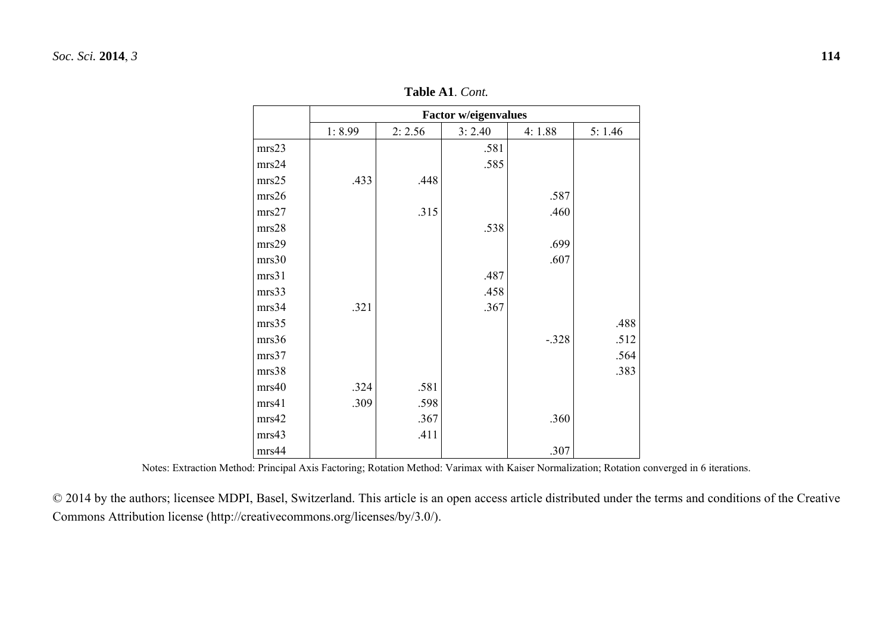**Table A1**. *Cont.*

| | Factor w/eigenvalues | | | | |
|---|---|---|---|---|---|
| | 1: 8.99 | 2: 2.56 | 3: 2.40 | 4: 1.88 | 5: 1.46 |
| mrs23 | | | .581 | | |
| mrs24 | | | .585 | | |
| mrs25 | .433 | .448 | | | |
| mrs26 | | | | .587 | |
| mrs27 | | .315 | | .460 | |
| mrs28 | | | .538 | | |
| mrs29 | | | | .699 | |
| mrs30 | | | | .607 | |
| mrs31 | | | .487 | | |
| mrs33 | | | .458 | | |
| mrs34 | .321 | | .367 | | |
| mrs35 | | | | | .488 |
| mrs36 | | | | -.328 | .512 |
| mrs37 | | | | | .564 |
| mrs38 | | | | | .383 |
| mrs40 | .324 | .581 | | | |
| mrs41 | .309 | .598 | | | |
| mrs42 | | .367 | | .360 | |
| mrs43 | | .411 | | | |
| mrs44 | | | | .307 | |

Notes: Extraction Method: Principal Axis Factoring; Rotation Method: Varimax with Kaiser Normalization; Rotation converged in 6 iterations.

© 2014 by the authors; licensee MDPI, Basel, Switzerland. This article is an open access article distributed under the terms and conditions of the Creative Commons Attribution license (http://creativecommons.org/licenses/by/3.0/).